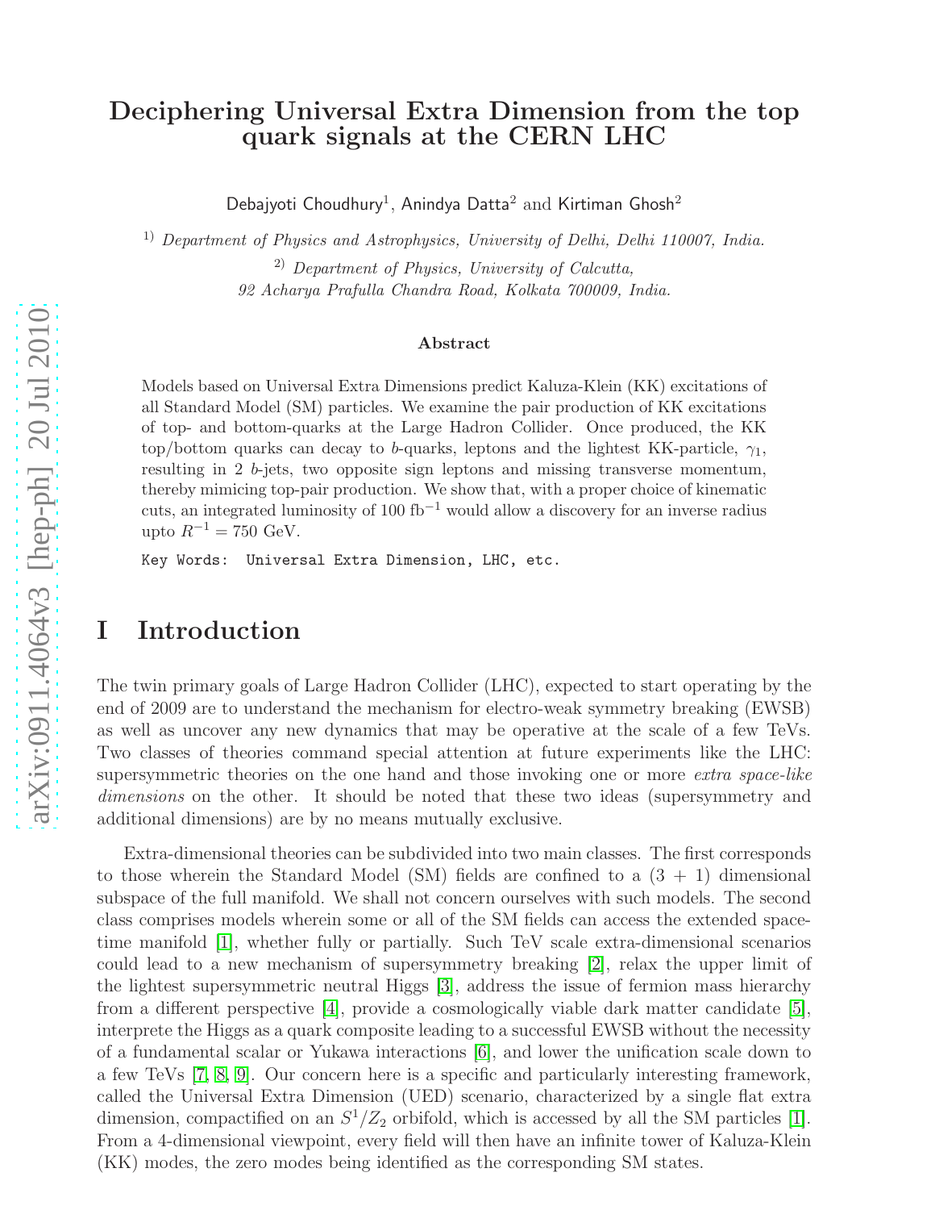# Deciphering Universal Extra Dimension from the top quark signals at the CERN LHC

Debajyoti Choudhury[1], Anindya Datta[2] and Kirtiman Ghosh[2]

[1] *Department of Physics and Astrophysics, University of Delhi, Delhi 110007, India.*

[2] *Department of Physics, University of Calcutta, 92 Acharya Prafulla Chandra Road, Kolkata 700009, India.*

### Abstract

Models based on Universal Extra Dimensions predict Kaluza-Klein (KK) excitations of all Standard Model (SM) particles. We examine the pair production of KK excitations of top- and bottom-quarks at the Large Hadron Collider. Once produced, the KK top/bottom quarks can decay to $b$-quarks, leptons and the lightest KK-particle, $\gamma_1$, resulting in 2 $b$-jets, two opposite sign leptons and missing transverse momentum, thereby mimicing top-pair production. We show that, with a proper choice of kinematic cuts, an integrated luminosity of 100 fb$^{-1}$ would allow a discovery for an inverse radius upto $R^{-1} = 750$ GeV.

`Key Words: Universal Extra Dimension, LHC, etc.`

# I Introduction

The twin primary goals of Large Hadron Collider (LHC), expected to start operating by the end of 2009 are to understand the mechanism for electro-weak symmetry breaking (EWSB) as well as uncover any new dynamics that may be operative at the scale of a few TeVs. Two classes of theories command special attention at future experiments like the LHC: supersymmetric theories on the one hand and those invoking one or more *extra space-like dimensions* on the other. It should be noted that these two ideas (supersymmetry and additional dimensions) are by no means mutually exclusive.

Extra-dimensional theories can be subdivided into two main classes. The first corresponds to those wherein the Standard Model (SM) fields are confined to a (3 + 1) dimensional subspace of the full manifold. We shall not concern ourselves with such models. The second class comprises models wherein some or all of the SM fields can access the extended space-time manifold [1], whether fully or partially. Such TeV scale extra-dimensional scenarios could lead to a new mechanism of supersymmetry breaking [2], relax the upper limit of the lightest supersymmetric neutral Higgs [3], address the issue of fermion mass hierarchy from a different perspective [4], provide a cosmologically viable dark matter candidate [5], interprete the Higgs as a quark composite leading to a successful EWSB without the necessity of a fundamental scalar or Yukawa interactions [6], and lower the unification scale down to a few TeVs [7, 8, 9]. Our concern here is a specific and particularly interesting framework, called the Universal Extra Dimension (UED) scenario, characterized by a single flat extra dimension, compactified on an $S^1/Z_2$ orbifold, which is accessed by all the SM particles [1]. From a 4-dimensional viewpoint, every field will then have an infinite tower of Kaluza-Klein (KK) modes, the zero modes being identified as the corresponding SM states.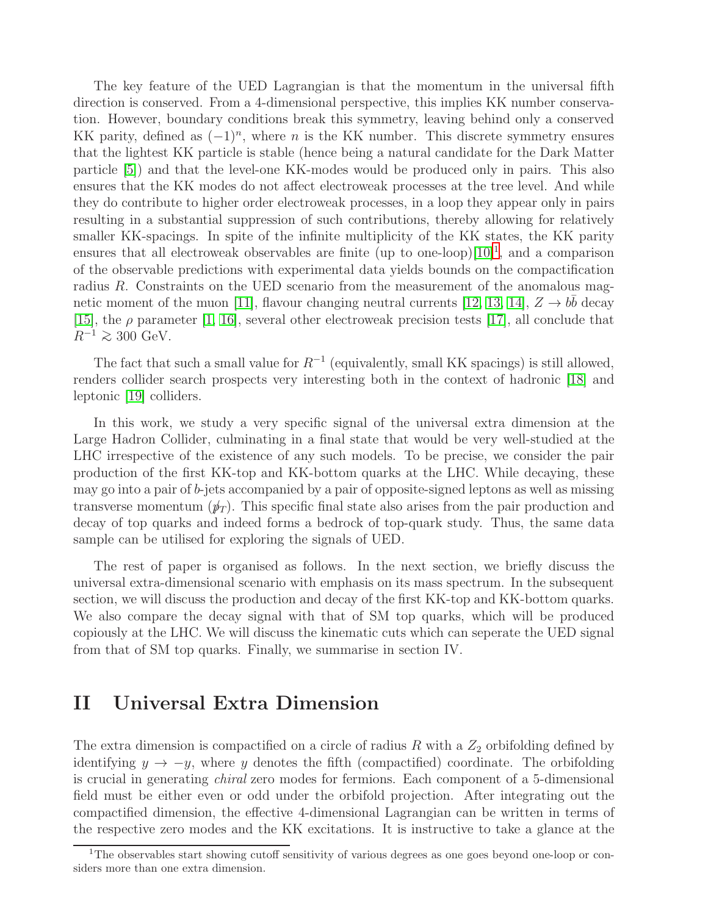The key feature of the UED Lagrangian is that the momentum in the universal fifth direction is conserved. From a 4-dimensional perspective, this implies KK number conservation. However, boundary conditions break this symmetry, leaving behind only a conserved KK parity, defined as $(-1)^n$, where $n$ is the KK number. This discrete symmetry ensures that the lightest KK particle is stable (hence being a natural candidate for the Dark Matter particle [5]) and that the level-one KK-modes would be produced only in pairs. This also ensures that the KK modes do not affect electroweak processes at the tree level. And while they do contribute to higher order electroweak processes, in a loop they appear only in pairs resulting in a substantial suppression of such contributions, thereby allowing for relatively smaller KK-spacings. In spite of the infinite multiplicity of the KK states, the KK parity ensures that all electroweak observables are finite (up to one-loop)[10][1], and a comparison of the observable predictions with experimental data yields bounds on the compactification radius $R$. Constraints on the UED scenario from the measurement of the anomalous magnetic moment of the muon [11], flavour changing neutral currents [12, 13, 14], $Z \to b\bar{b}$ decay [15], the $\rho$ parameter [1, 16], several other electroweak precision tests [17], all conclude that $R^{-1} \gtrsim 300$ GeV.

The fact that such a small value for $R^{-1}$ (equivalently, small KK spacings) is still allowed, renders collider search prospects very interesting both in the context of hadronic [18] and leptonic [19] colliders.

In this work, we study a very specific signal of the universal extra dimension at the Large Hadron Collider, culminating in a final state that would be very well-studied at the LHC irrespective of the existence of any such models. To be precise, we consider the pair production of the first KK-top and KK-bottom quarks at the LHC. While decaying, these may go into a pair of $b$-jets accompanied by a pair of opposite-signed leptons as well as missing transverse momentum ($\not{p}_T$). This specific final state also arises from the pair production and decay of top quarks and indeed forms a bedrock of top-quark study. Thus, the same data sample can be utilised for exploring the signals of UED.

The rest of paper is organised as follows. In the next section, we briefly discuss the universal extra-dimensional scenario with emphasis on its mass spectrum. In the subsequent section, we will discuss the production and decay of the first KK-top and KK-bottom quarks. We also compare the decay signal with that of SM top quarks, which will be produced copiously at the LHC. We will discuss the kinematic cuts which can seperate the UED signal from that of SM top quarks. Finally, we summarise in section IV.

# II Universal Extra Dimension

The extra dimension is compactified on a circle of radius $R$ with a $Z_2$ orbifolding defined by identifying $y \to -y$, where $y$ denotes the fifth (compactified) coordinate. The orbifolding is crucial in generating *chiral* zero modes for fermions. Each component of a 5-dimensional field must be either even or odd under the orbifold projection. After integrating out the compactified dimension, the effective 4-dimensional Lagrangian can be written in terms of the respective zero modes and the KK excitations. It is instructive to take a glance at the

[1]The observables start showing cutoff sensitivity of various degrees as one goes beyond one-loop or considers more than one extra dimension.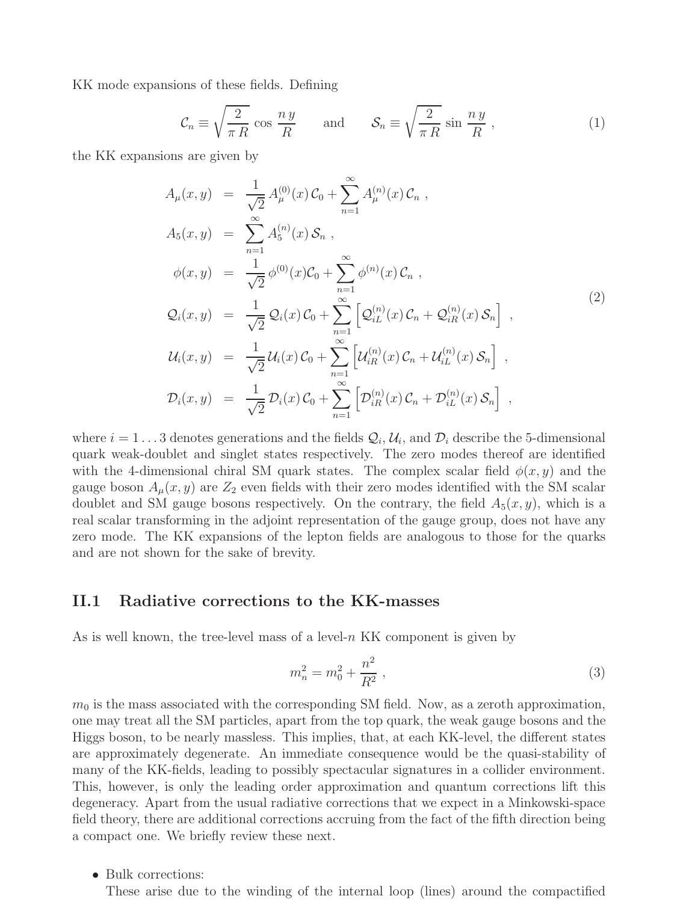KK mode expansions of these fields. Defining

$$\mathcal{C}_n \equiv \sqrt{\frac{2}{\pi R}} \cos \frac{n y}{R} \qquad \text{and} \qquad \mathcal{S}_n \equiv \sqrt{\frac{2}{\pi R}} \sin \frac{n y}{R} \ , \tag{1}$$

the KK expansions are given by

$$\begin{aligned}
A_\mu(x,y) &= \frac{1}{\sqrt{2}} A_\mu^{(0)}(x)\, \mathcal{C}_0 + \sum_{n=1}^{\infty} A_\mu^{(n)}(x)\, \mathcal{C}_n \ , \\
A_5(x,y) &= \sum_{n=1}^{\infty} A_5^{(n)}(x)\, \mathcal{S}_n \ , \\
\phi(x,y) &= \frac{1}{\sqrt{2}} \phi^{(0)}(x) \mathcal{C}_0 + \sum_{n=1}^{\infty} \phi^{(n)}(x)\, \mathcal{C}_n \ , \\
\mathcal{Q}_i(x,y) &= \frac{1}{\sqrt{2}} \mathcal{Q}_i(x)\, \mathcal{C}_0 + \sum_{n=1}^{\infty} \left[ \mathcal{Q}_{iL}^{(n)}(x)\, \mathcal{C}_n + \mathcal{Q}_{iR}^{(n)}(x)\, \mathcal{S}_n \right] \ , \\
\mathcal{U}_i(x,y) &= \frac{1}{\sqrt{2}} \mathcal{U}_i(x)\, \mathcal{C}_0 + \sum_{n=1}^{\infty} \left[ \mathcal{U}_{iR}^{(n)}(x)\, \mathcal{C}_n + \mathcal{U}_{iL}^{(n)}(x)\, \mathcal{S}_n \right] \ , \\
\mathcal{D}_i(x,y) &= \frac{1}{\sqrt{2}} \mathcal{D}_i(x)\, \mathcal{C}_0 + \sum_{n=1}^{\infty} \left[ \mathcal{D}_{iR}^{(n)}(x)\, \mathcal{C}_n + \mathcal{D}_{iL}^{(n)}(x)\, \mathcal{S}_n \right] \ ,
\end{aligned} \tag{2}$$

where $i = 1 \ldots 3$ denotes generations and the fields $\mathcal{Q}_i, \mathcal{U}_i$, and $\mathcal{D}_i$ describe the 5-dimensional quark weak-doublet and singlet states respectively. The zero modes thereof are identified with the 4-dimensional chiral SM quark states. The complex scalar field $\phi(x,y)$ and the gauge boson $A_\mu(x,y)$ are $Z_2$ even fields with their zero modes identified with the SM scalar doublet and SM gauge bosons respectively. On the contrary, the field $A_5(x,y)$, which is a real scalar transforming in the adjoint representation of the gauge group, does not have any zero mode. The KK expansions of the lepton fields are analogous to those for the quarks and are not shown for the sake of brevity.

## II.1 Radiative corrections to the KK-masses

As is well known, the tree-level mass of a level-$n$ KK component is given by

$$m_n^2 = m_0^2 + \frac{n^2}{R^2} \ , \tag{3}$$

$m_0$ is the mass associated with the corresponding SM field. Now, as a zeroth approximation, one may treat all the SM particles, apart from the top quark, the weak gauge bosons and the Higgs boson, to be nearly massless. This implies, that, at each KK-level, the different states are approximately degenerate. An immediate consequence would be the quasi-stability of many of the KK-fields, leading to possibly spectacular signatures in a collider environment. This, however, is only the leading order approximation and quantum corrections lift this degeneracy. Apart from the usual radiative corrections that we expect in a Minkowski-space field theory, there are additional corrections accruing from the fact of the fifth direction being a compact one. We briefly review these next.

- Bulk corrections:
  These arise due to the winding of the internal loop (lines) around the compactified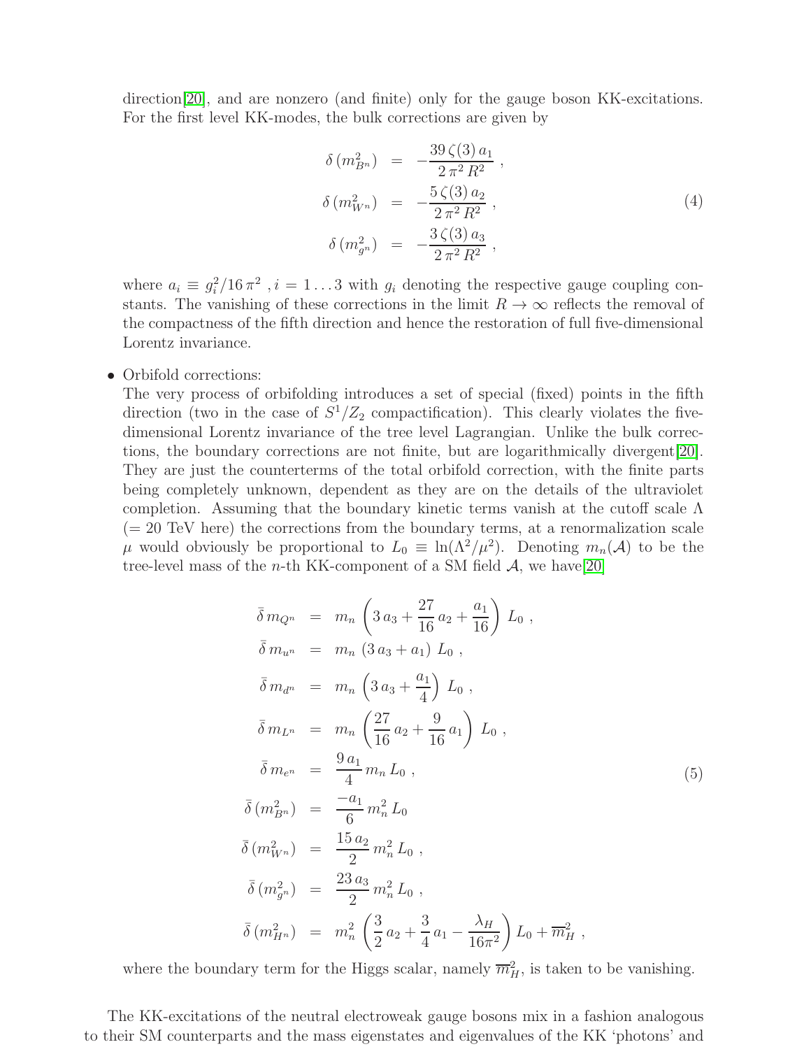direction[20], and are nonzero (and finite) only for the gauge boson KK-excitations. For the first level KK-modes, the bulk corrections are given by

$$
\begin{aligned}
\delta\left(m_{B^n}^2\right) &= -\frac{39\,\zeta(3)\,a_1}{2\,\pi^2\,R^2}\ , \\
\delta\left(m_{W^n}^2\right) &= -\frac{5\,\zeta(3)\,a_2}{2\,\pi^2\,R^2}\ , \\
\delta\left(m_{g^n}^2\right) &= -\frac{3\,\zeta(3)\,a_3}{2\,\pi^2\,R^2}\ ,
\end{aligned}
\tag{4}
$$

where $a_i \equiv g_i^2/16\,\pi^2$ , $i = 1\ldots 3$ with $g_i$ denoting the respective gauge coupling constants. The vanishing of these corrections in the limit $R \to \infty$ reflects the removal of the compactness of the fifth direction and hence the restoration of full five-dimensional Lorentz invariance.

- Orbifold corrections:
  The very process of orbifolding introduces a set of special (fixed) points in the fifth direction (two in the case of $S^1/Z_2$ compactification). This clearly violates the five-dimensional Lorentz invariance of the tree level Lagrangian. Unlike the bulk corrections, the boundary corrections are not finite, but are logarithmically divergent[20]. They are just the counterterms of the total orbifold correction, with the finite parts being completely unknown, dependent as they are on the details of the ultraviolet completion. Assuming that the boundary kinetic terms vanish at the cutoff scale $\Lambda$ ($= 20$ TeV here) the corrections from the boundary terms, at a renormalization scale $\mu$ would obviously be proportional to $L_0 \equiv \ln(\Lambda^2/\mu^2)$. Denoting $m_n(\mathcal{A})$ to be the tree-level mass of the $n$-th KK-component of a SM field $\mathcal{A}$, we have[20]

$$
\begin{aligned}
\bar{\delta}\, m_{Q^n} &= m_n\left(3\,a_3 + \frac{27}{16}\,a_2 + \frac{a_1}{16}\right) L_0\ , \\
\bar{\delta}\, m_{u^n} &= m_n\left(3\,a_3 + a_1\right) L_0\ , \\
\bar{\delta}\, m_{d^n} &= m_n\left(3\,a_3 + \frac{a_1}{4}\right) L_0\ , \\
\bar{\delta}\, m_{L^n} &= m_n\left(\frac{27}{16}\,a_2 + \frac{9}{16}\,a_1\right) L_0\ , \\
\bar{\delta}\, m_{e^n} &= \frac{9\,a_1}{4}\, m_n\, L_0\ , \\
\bar{\delta}\left(m_{B^n}^2\right) &= \frac{-a_1}{6}\, m_n^2\, L_0 \\
\bar{\delta}\left(m_{W^n}^2\right) &= \frac{15\,a_2}{2}\, m_n^2\, L_0\ , \\
\bar{\delta}\left(m_{g^n}^2\right) &= \frac{23\,a_3}{2}\, m_n^2\, L_0\ , \\
\bar{\delta}\left(m_{H^n}^2\right) &= m_n^2\left(\frac{3}{2}\,a_2 + \frac{3}{4}\,a_1 - \frac{\lambda_H}{16\pi^2}\right) L_0 + \overline{m}_H^2\ ,
\end{aligned}
\tag{5}
$$

where the boundary term for the Higgs scalar, namely $\overline{m}_H^2$, is taken to be vanishing.

The KK-excitations of the neutral electroweak gauge bosons mix in a fashion analogous to their SM counterparts and the mass eigenstates and eigenvalues of the KK 'photons' and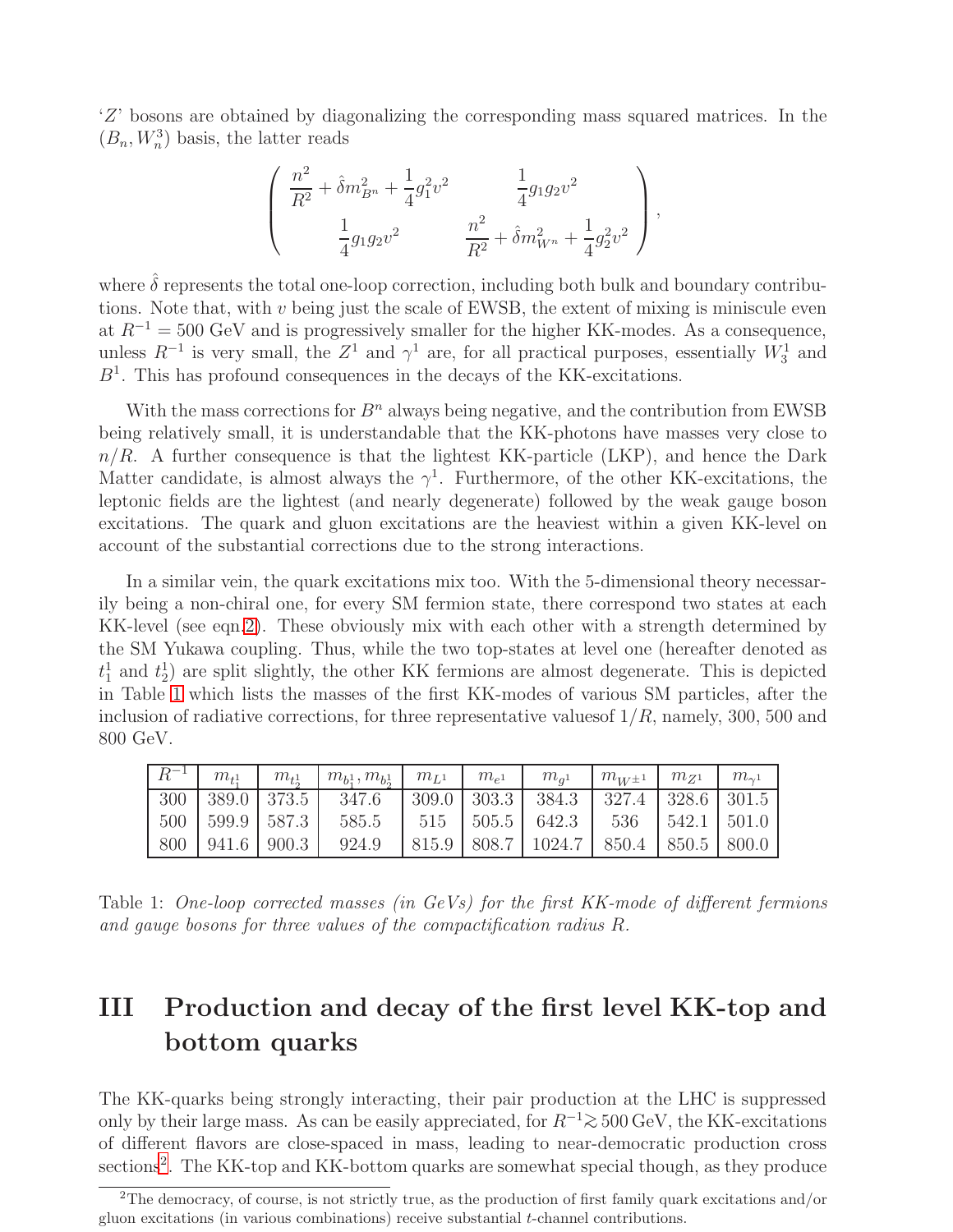‘$Z$’ bosons are obtained by diagonalizing the corresponding mass squared matrices. In the $(B_n, W_n^3)$ basis, the latter reads

$$
\begin{pmatrix}
\dfrac{n^2}{R^2} + \hat{\delta} m_{B^n}^2 + \dfrac{1}{4} g_1^2 v^2 & \dfrac{1}{4} g_1 g_2 v^2 \\
\dfrac{1}{4} g_1 g_2 v^2 & \dfrac{n^2}{R^2} + \hat{\delta} m_{W^n}^2 + \dfrac{1}{4} g_2^2 v^2
\end{pmatrix},
$$

where $\hat{\delta}$ represents the total one-loop correction, including both bulk and boundary contributions. Note that, with $v$ being just the scale of EWSB, the extent of mixing is miniscule even at $R^{-1} = 500$ GeV and is progressively smaller for the higher KK-modes. As a consequence, unless $R^{-1}$ is very small, the $Z^1$ and $\gamma^1$ are, for all practical purposes, essentially $W_3^1$ and $B^1$. This has profound consequences in the decays of the KK-excitations.

With the mass corrections for $B^n$ always being negative, and the contribution from EWSB being relatively small, it is understandable that the KK-photons have masses very close to $n/R$. A further consequence is that the lightest KK-particle (LKP), and hence the Dark Matter candidate, is almost always the $\gamma^1$. Furthermore, of the other KK-excitations, the leptonic fields are the lightest (and nearly degenerate) followed by the weak gauge boson excitations. The quark and gluon excitations are the heaviest within a given KK-level on account of the substantial corrections due to the strong interactions.

In a similar vein, the quark excitations mix too. With the 5-dimensional theory necessarily being a non-chiral one, for every SM fermion state, there correspond two states at each KK-level (see eqn.2). These obviously mix with each other with a strength determined by the SM Yukawa coupling. Thus, while the two top-states at level one (hereafter denoted as $t_1^1$ and $t_2^1$) are split slightly, the other KK fermions are almost degenerate. This is depicted in Table 1 which lists the masses of the first KK-modes of various SM particles, after the inclusion of radiative corrections, for three representative valuesof $1/R$, namely, 300, 500 and 800 GeV.

| $R^{-1}$ | $m_{t_1^1}$ | $m_{t_2^1}$ | $m_{b_1^1}, m_{b_2^1}$ | $m_{L^1}$ | $m_{e^1}$ | $m_{g^1}$ | $m_{W^{\pm 1}}$ | $m_{Z^1}$ | $m_{\gamma^1}$ |
|---|---|---|---|---|---|---|---|---|---|
| 300 | 389.0 | 373.5 | 347.6 | 309.0 | 303.3 | 384.3 | 327.4 | 328.6 | 301.5 |
| 500 | 599.9 | 587.3 | 585.5 | 515 | 505.5 | 642.3 | 536 | 542.1 | 501.0 |
| 800 | 941.6 | 900.3 | 924.9 | 815.9 | 808.7 | 1024.7 | 850.4 | 850.5 | 800.0 |

Table 1: *One-loop corrected masses (in GeVs) for the first KK-mode of different fermions and gauge bosons for three values of the compactification radius R.*

# III Production and decay of the first level KK-top and bottom quarks

The KK-quarks being strongly interacting, their pair production at the LHC is suppressed only by their large mass. As can be easily appreciated, for $R^{-1} \gtrsim 500$ GeV, the KK-excitations of different flavors are close-spaced in mass, leading to near-democratic production cross sections[2]. The KK-top and KK-bottom quarks are somewhat special though, as they produce

[2] The democracy, of course, is not strictly true, as the production of first family quark excitations and/or gluon excitations (in various combinations) receive substantial $t$-channel contributions.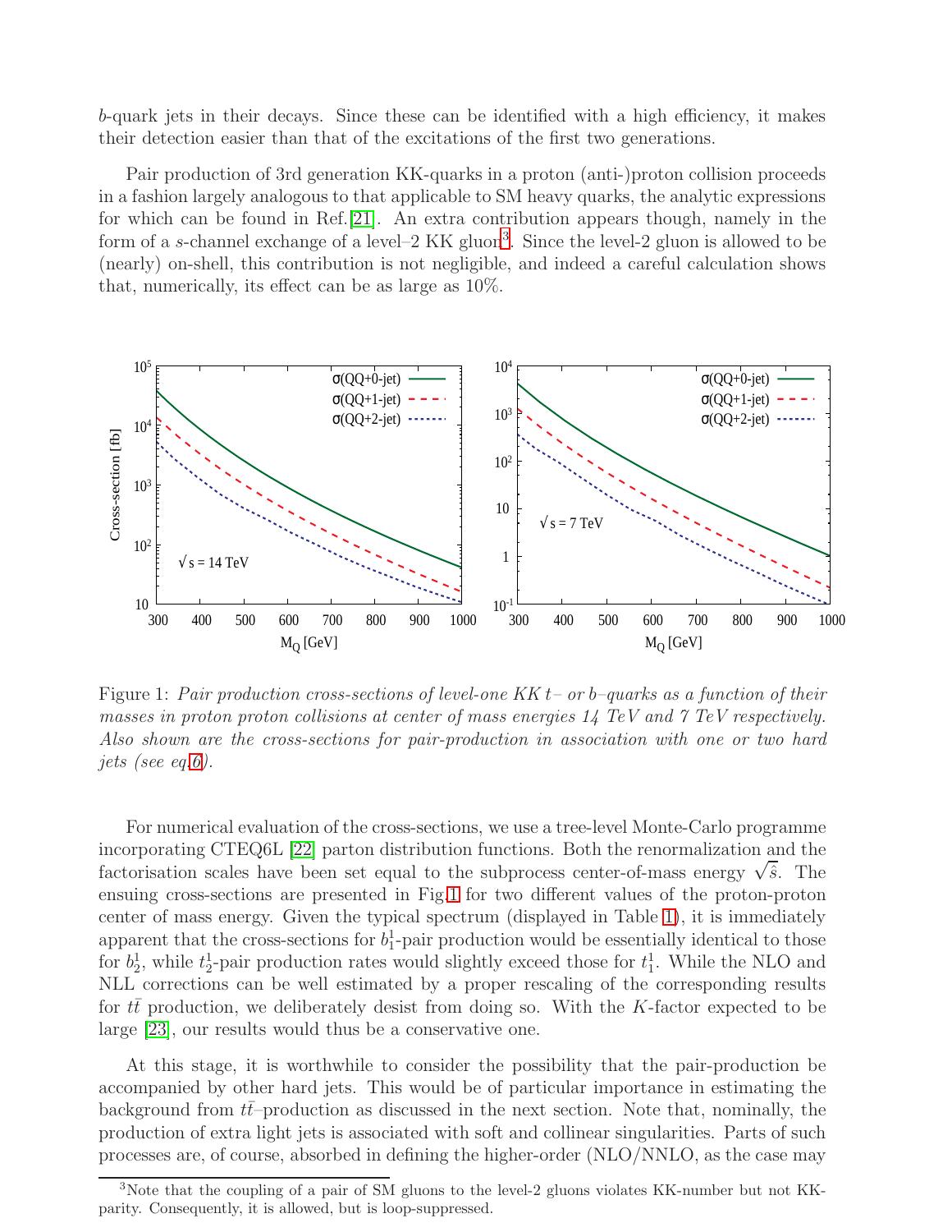$b$-quark jets in their decays. Since these can be identified with a high efficiency, it makes their detection easier than that of the excitations of the first two generations.

Pair production of 3rd generation KK-quarks in a proton (anti-)proton collision proceeds in a fashion largely analogous to that applicable to SM heavy quarks, the analytic expressions for which can be found in Ref.[21]. An extra contribution appears though, namely in the form of a $s$-channel exchange of a level–2 KK gluon[3]. Since the level-2 gluon is allowed to be (nearly) on-shell, this contribution is not negligible, and indeed a careful calculation shows that, numerically, its effect can be as large as 10%.

Figure 1: *Pair production cross-sections of level-one KK $t-$ or $b-$quarks as a function of their masses in proton proton collisions at center of mass energies 14 TeV and 7 TeV respectively. Also shown are the cross-sections for pair-production in association with one or two hard jets (see eq.6).*

For numerical evaluation of the cross-sections, we use a tree-level Monte-Carlo programme incorporating CTEQ6L [22] parton distribution functions. Both the renormalization and the factorisation scales have been set equal to the subprocess center-of-mass energy $\sqrt{\hat{s}}$. The ensuing cross-sections are presented in Fig.1 for two different values of the proton-proton center of mass energy. Given the typical spectrum (displayed in Table 1), it is immediately apparent that the cross-sections for $b_1^1$-pair production would be essentially identical to those for $b_2^1$, while $t_2^1$-pair production rates would slightly exceed those for $t_1^1$. While the NLO and NLL corrections can be well estimated by a proper rescaling of the corresponding results for $t\bar{t}$ production, we deliberately desist from doing so. With the $K$-factor expected to be large [23], our results would thus be a conservative one.

At this stage, it is worthwhile to consider the possibility that the pair-production be accompanied by other hard jets. This would be of particular importance in estimating the background from $t\bar{t}$–production as discussed in the next section. Note that, nominally, the production of extra light jets is associated with soft and collinear singularities. Parts of such processes are, of course, absorbed in defining the higher-order (NLO/NNLO, as the case may

[3]Note that the coupling of a pair of SM gluons to the level-2 gluons violates KK-number but not KK-parity. Consequently, it is allowed, but is loop-suppressed.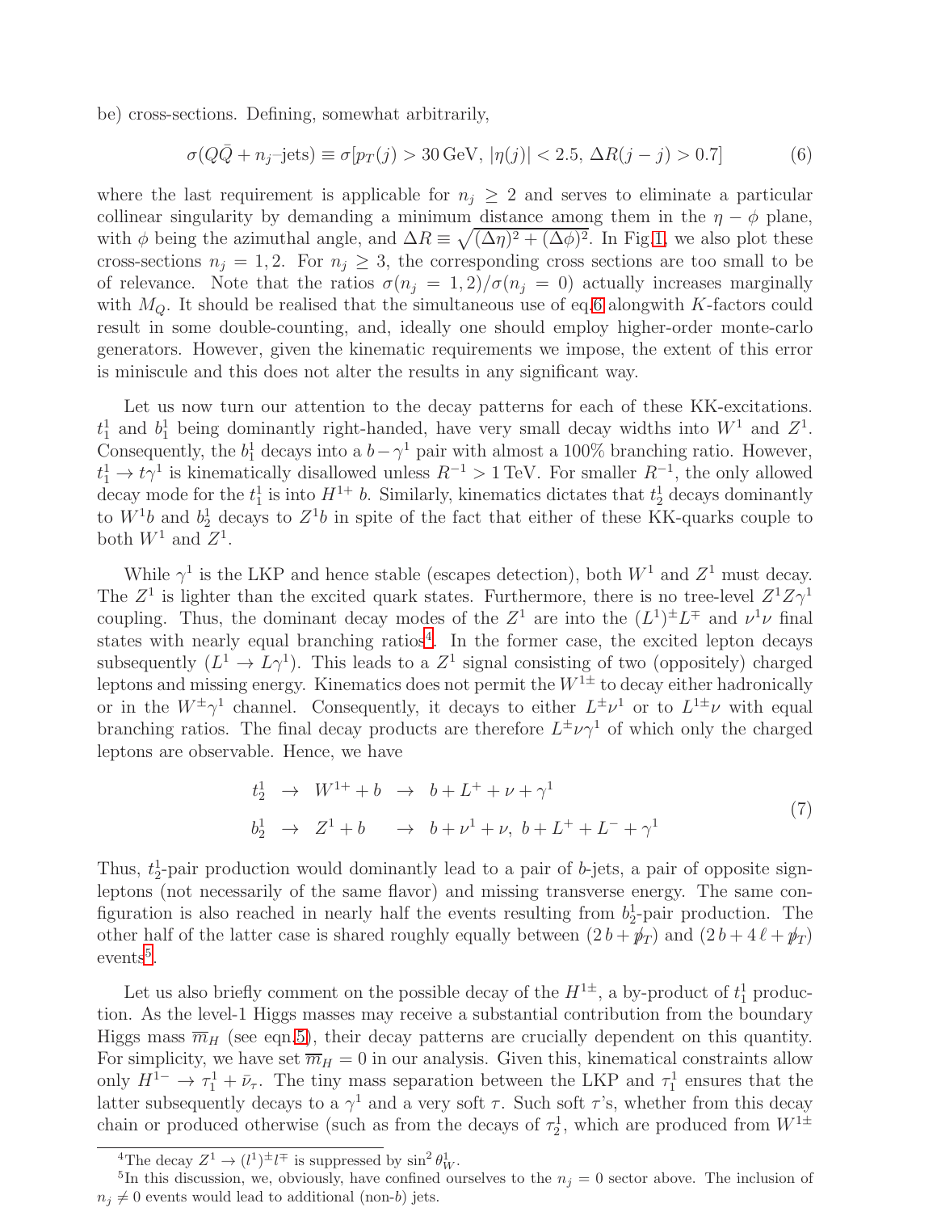be) cross-sections. Defining, somewhat arbitrarily,

$$\sigma(Q\bar{Q} + n_j\text{–jets}) \equiv \sigma[p_T(j) > 30\,\text{GeV},\ |\eta(j)| < 2.5,\ \Delta R(j-j) > 0.7] \tag{6}$$

where the last requirement is applicable for $n_j \geq 2$ and serves to eliminate a particular collinear singularity by demanding a minimum distance among them in the $\eta - \phi$ plane, with $\phi$ being the azimuthal angle, and $\Delta R \equiv \sqrt{(\Delta\eta)^2 + (\Delta\phi)^2}$. In Fig.1, we also plot these cross-sections $n_j = 1, 2$. For $n_j \geq 3$, the corresponding cross sections are too small to be of relevance. Note that the ratios $\sigma(n_j = 1, 2)/\sigma(n_j = 0)$ actually increases marginally with $M_Q$. It should be realised that the simultaneous use of eq.6 alongwith $K$-factors could result in some double-counting, and, ideally one should employ higher-order monte-carlo generators. However, given the kinematic requirements we impose, the extent of this error is miniscule and this does not alter the results in any significant way.

Let us now turn our attention to the decay patterns for each of these KK-excitations. $t_1^1$ and $b_1^1$ being dominantly right-handed, have very small decay widths into $W^1$ and $Z^1$. Consequently, the $b_1^1$ decays into a $b-\gamma^1$ pair with almost a 100% branching ratio. However, $t_1^1 \to t\gamma^1$ is kinematically disallowed unless $R^{-1} > 1$ TeV. For smaller $R^{-1}$, the only allowed decay mode for the $t_1^1$ is into $H^{1+}\, b$. Similarly, kinematics dictates that $t_2^1$ decays dominantly to $W^1 b$ and $b_2^1$ decays to $Z^1 b$ in spite of the fact that either of these KK-quarks couple to both $W^1$ and $Z^1$.

While $\gamma^1$ is the LKP and hence stable (escapes detection), both $W^1$ and $Z^1$ must decay. The $Z^1$ is lighter than the excited quark states. Furthermore, there is no tree-level $Z^1 Z \gamma^1$ coupling. Thus, the dominant decay modes of the $Z^1$ are into the $(L^1)^\pm L^\mp$ and $\nu^1\nu$ final states with nearly equal branching ratios[4]. In the former case, the excited lepton decays subsequently ($L^1 \to L\gamma^1$). This leads to a $Z^1$ signal consisting of two (oppositely) charged leptons and missing energy. Kinematics does not permit the $W^{1\pm}$ to decay either hadronically or in the $W^\pm\gamma^1$ channel. Consequently, it decays to either $L^\pm\nu^1$ or to $L^{1\pm}\nu$ with equal branching ratios. The final decay products are therefore $L^\pm\nu\gamma^1$ of which only the charged leptons are observable. Hence, we have

$$\begin{aligned} t_2^1 &\to W^{1+} + b \to b + L^+ + \nu + \gamma^1 \\ b_2^1 &\to Z^1 + b \quad\ \to b + \nu^1 + \nu,\ b + L^+ + L^- + \gamma^1 \end{aligned} \tag{7}$$

Thus, $t_2^1$-pair production would dominantly lead to a pair of $b$-jets, a pair of opposite sign-leptons (not necessarily of the same flavor) and missing transverse energy. The same configuration is also reached in nearly half the events resulting from $b_2^1$-pair production. The other half of the latter case is shared roughly equally between $(2\,b + \not{p}_T)$ and $(2\,b + 4\,\ell + \not{p}_T)$ events[5].

Let us also briefly comment on the possible decay of the $H^{1\pm}$, a by-product of $t_1^1$ production. As the level-1 Higgs masses may receive a substantial contribution from the boundary Higgs mass $\overline{m}_H$ (see eqn.5), their decay patterns are crucially dependent on this quantity. For simplicity, we have set $\overline{m}_H = 0$ in our analysis. Given this, kinematical constraints allow only $H^{1-} \to \tau_1^1 + \bar{\nu}_\tau$. The tiny mass separation between the LKP and $\tau_1^1$ ensures that the latter subsequently decays to a $\gamma^1$ and a very soft $\tau$. Such soft $\tau$'s, whether from this decay chain or produced otherwise (such as from the decays of $\tau_2^1$, which are produced from $W^{1\pm}$

[4] The decay $Z^1 \to (l^1)^\pm l^\mp$ is suppressed by $\sin^2\theta_W^1$.

[5] In this discussion, we, obviously, have confined ourselves to the $n_j = 0$ sector above. The inclusion of $n_j \neq 0$ events would lead to additional (non-$b$) jets.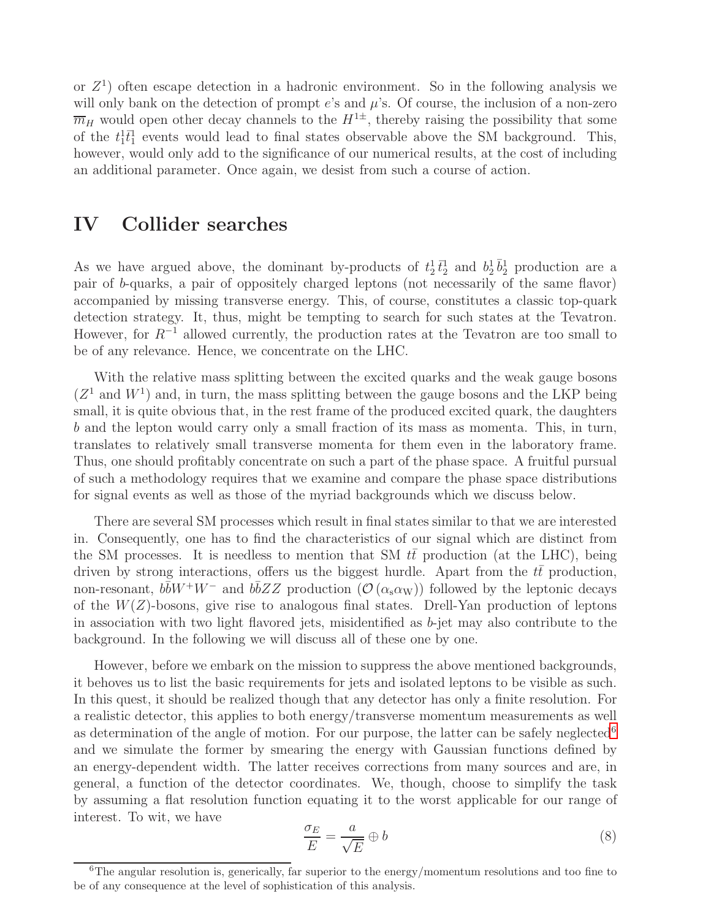or $Z^1$) often escape detection in a hadronic environment. So in the following analysis we will only bank on the detection of prompt $e$'s and $\mu$'s. Of course, the inclusion of a non-zero $\overline{m}_H$ would open other decay channels to the $H^{1\pm}$, thereby raising the possibility that some of the $t_1^1 \bar{t}_1^1$ events would lead to final states observable above the SM background. This, however, would only add to the significance of our numerical results, at the cost of including an additional parameter. Once again, we desist from such a course of action.

## IV Collider searches

As we have argued above, the dominant by-products of $t_2^1 \bar{t}_2^1$ and $b_2^1 \bar{b}_2^1$ production are a pair of $b$-quarks, a pair of oppositely charged leptons (not necessarily of the same flavor) accompanied by missing transverse energy. This, of course, constitutes a classic top-quark detection strategy. It, thus, might be tempting to search for such states at the Tevatron. However, for $R^{-1}$ allowed currently, the production rates at the Tevatron are too small to be of any relevance. Hence, we concentrate on the LHC.

With the relative mass splitting between the excited quarks and the weak gauge bosons ($Z^1$ and $W^1$) and, in turn, the mass splitting between the gauge bosons and the LKP being small, it is quite obvious that, in the rest frame of the produced excited quark, the daughters $b$ and the lepton would carry only a small fraction of its mass as momenta. This, in turn, translates to relatively small transverse momenta for them even in the laboratory frame. Thus, one should profitably concentrate on such a part of the phase space. A fruitful pursual of such a methodology requires that we examine and compare the phase space distributions for signal events as well as those of the myriad backgrounds which we discuss below.

There are several SM processes which result in final states similar to that we are interested in. Consequently, one has to find the characteristics of our signal which are distinct from the SM processes. It is needless to mention that SM $t\bar{t}$ production (at the LHC), being driven by strong interactions, offers us the biggest hurdle. Apart from the $t\bar{t}$ production, non-resonant, $b\bar{b}W^+W^-$ and $b\bar{b}ZZ$ production ($\mathcal{O}(\alpha_s \alpha_W)$) followed by the leptonic decays of the $W(Z)$-bosons, give rise to analogous final states. Drell-Yan production of leptons in association with two light flavored jets, misidentified as $b$-jet may also contribute to the background. In the following we will discuss all of these one by one.

However, before we embark on the mission to suppress the above mentioned backgrounds, it behoves us to list the basic requirements for jets and isolated leptons to be visible as such. In this quest, it should be realized though that any detector has only a finite resolution. For a realistic detector, this applies to both energy/transverse momentum measurements as well as determination of the angle of motion. For our purpose, the latter can be safely neglected[6] and we simulate the former by smearing the energy with Gaussian functions defined by an energy-dependent width. The latter receives corrections from many sources and are, in general, a function of the detector coordinates. We, though, choose to simplify the task by assuming a flat resolution function equating it to the worst applicable for our range of interest. To wit, we have

$$\frac{\sigma_E}{E} = \frac{a}{\sqrt{E}} \oplus b \tag{8}$$

[6] The angular resolution is, generically, far superior to the energy/momentum resolutions and too fine to be of any consequence at the level of sophistication of this analysis.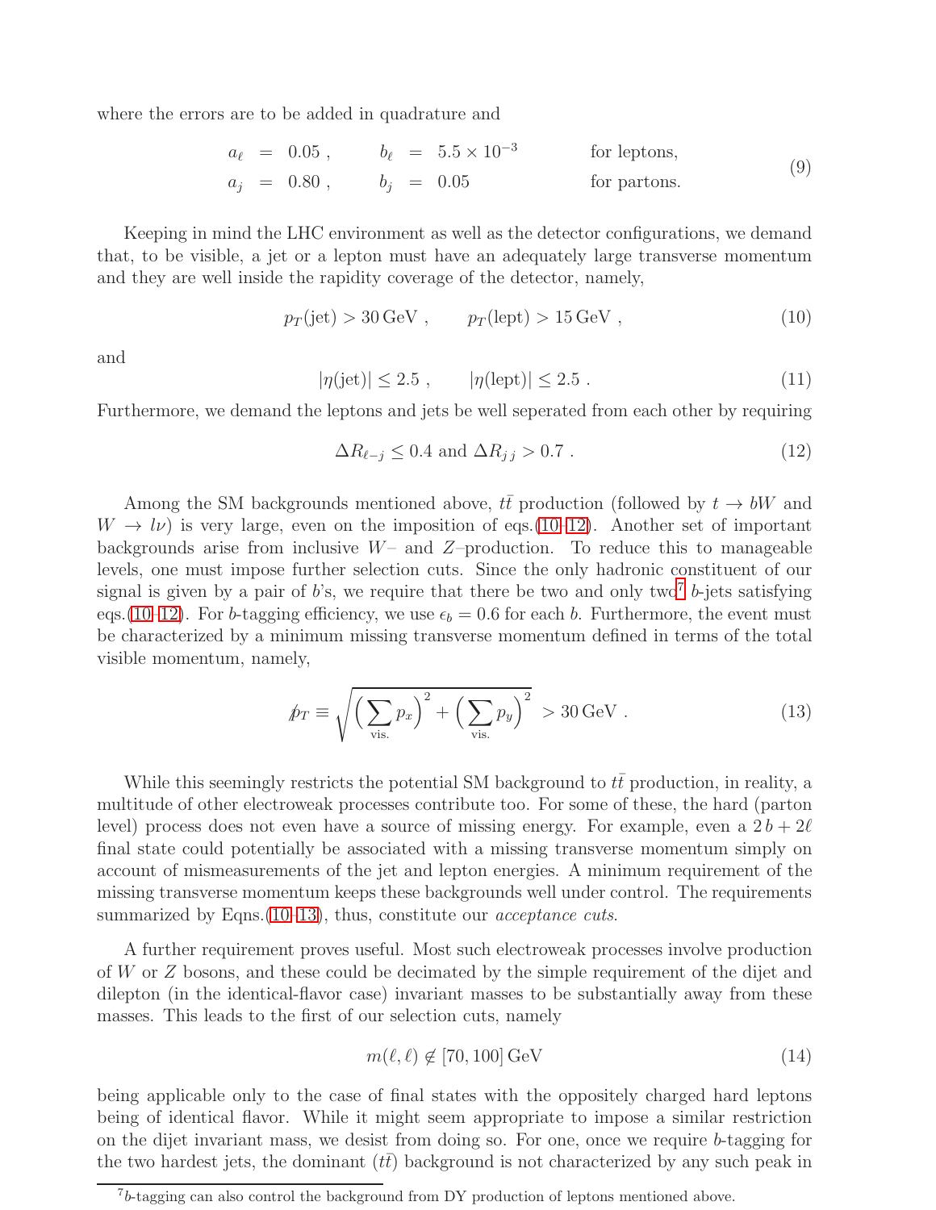where the errors are to be added in quadrature and

$$
\begin{array}{lllll}
a_\ell = 0.05\,, & b_\ell = 5.5\times 10^{-3} & \text{for leptons,} \\
a_j = 0.80\,, & b_j = 0.05 & \text{for partons.}
\end{array}
\tag{9}
$$

Keeping in mind the LHC environment as well as the detector configurations, we demand that, to be visible, a jet or a lepton must have an adequately large transverse momentum and they are well inside the rapidity coverage of the detector, namely,

$$
p_T(\text{jet}) > 30\,\text{GeV}\,, \qquad p_T(\text{lept}) > 15\,\text{GeV}\,, \tag{10}
$$

and

$$
|\eta(\text{jet})| \leq 2.5\,, \qquad |\eta(\text{lept})| \leq 2.5\,. \tag{11}
$$

Furthermore, we demand the leptons and jets be well seperated from each other by requiring

$$
\Delta R_{\ell-j} \leq 0.4 \text{ and } \Delta R_{jj} > 0.7\,. \tag{12}
$$

Among the SM backgrounds mentioned above, $t\bar{t}$ production (followed by $t \to bW$ and $W \to l\nu$) is very large, even on the imposition of eqs.(10–12). Another set of important backgrounds arise from inclusive $W$– and $Z$–production. To reduce this to manageable levels, one must impose further selection cuts. Since the only hadronic constituent of our signal is given by a pair of $b$'s, we require that there be two and only two[7] $b$-jets satisfying eqs.(10–12). For $b$-tagging efficiency, we use $\epsilon_b = 0.6$ for each $b$. Furthermore, the event must be characterized by a minimum missing transverse momentum defined in terms of the total visible momentum, namely,

$$
\not{p}_T \equiv \sqrt{\Big(\sum_{\text{vis.}} p_x\Big)^2 + \Big(\sum_{\text{vis.}} p_y\Big)^2} > 30\,\text{GeV}\,. \tag{13}
$$

While this seemingly restricts the potential SM background to $t\bar{t}$ production, in reality, a multitude of other electroweak processes contribute too. For some of these, the hard (parton level) process does not even have a source of missing energy. For example, even a $2\,b + 2\ell$ final state could potentially be associated with a missing transverse momentum simply on account of mismeasurements of the jet and lepton energies. A minimum requirement of the missing transverse momentum keeps these backgrounds well under control. The requirements summarized by Eqns.(10–13), thus, constitute our *acceptance cuts*.

A further requirement proves useful. Most such electroweak processes involve production of $W$ or $Z$ bosons, and these could be decimated by the simple requirement of the dijet and dilepton (in the identical-flavor case) invariant masses to be substantially away from these masses. This leads to the first of our selection cuts, namely

$$
m(\ell,\ell) \notin [70, 100]\,\text{GeV} \tag{14}
$$

being applicable only to the case of final states with the oppositely charged hard leptons being of identical flavor. While it might seem appropriate to impose a similar restriction on the dijet invariant mass, we desist from doing so. For one, once we require $b$-tagging for the two hardest jets, the dominant ($t\bar{t}$) background is not characterized by any such peak in

[7] $b$-tagging can also control the background from DY production of leptons mentioned above.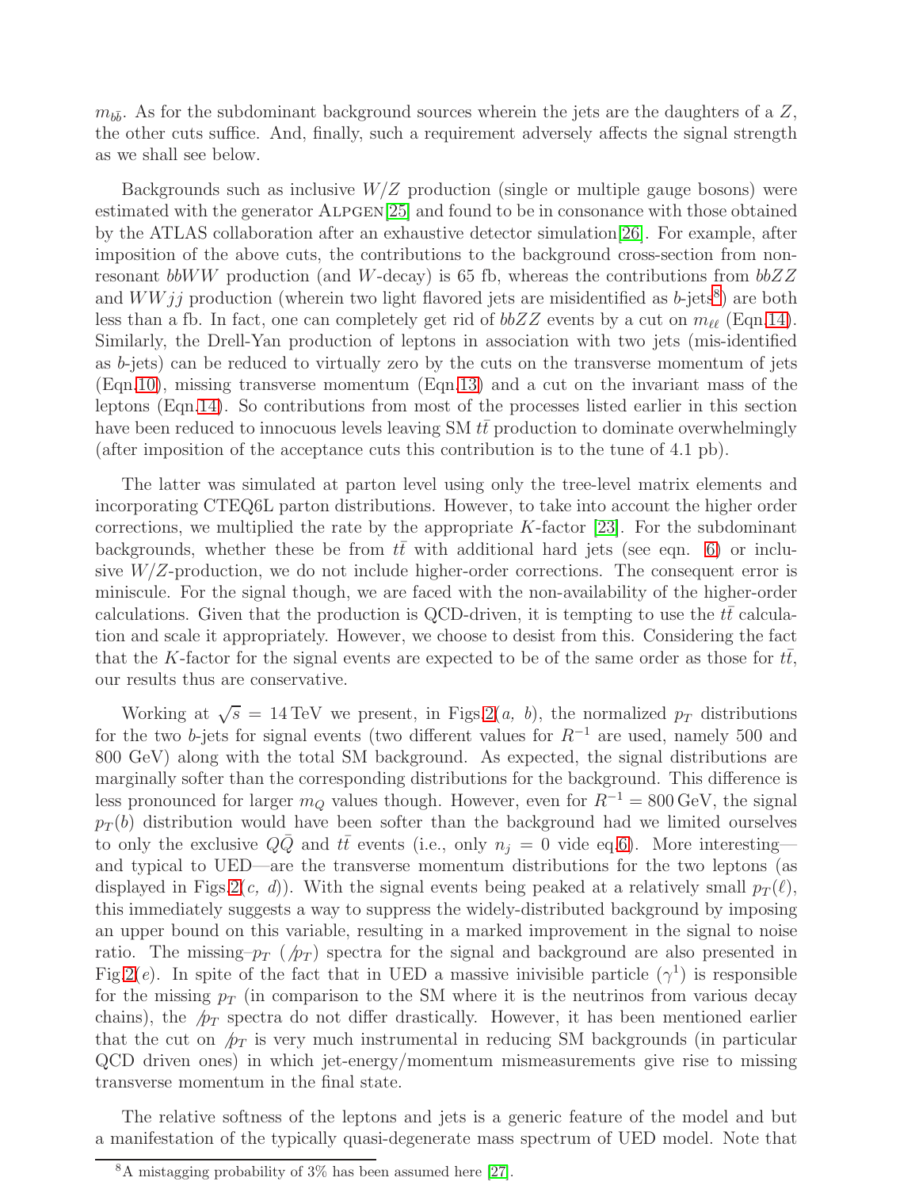$m_{b\bar{b}}$. As for the subdominant background sources wherein the jets are the daughters of a $Z$, the other cuts suffice. And, finally, such a requirement adversely affects the signal strength as we shall see below.

Backgrounds such as inclusive $W/Z$ production (single or multiple gauge bosons) were estimated with the generator ALPGEN[25] and found to be in consonance with those obtained by the ATLAS collaboration after an exhaustive detector simulation[26]. For example, after imposition of the above cuts, the contributions to the background cross-section from non-resonant $bbWW$ production (and $W$-decay) is 65 fb, whereas the contributions from $bbZZ$ and $WWjj$ production (wherein two light flavored jets are misidentified as $b$-jets[8]) are both less than a fb. In fact, one can completely get rid of $bbZZ$ events by a cut on $m_{\ell\ell}$ (Eqn.14). Similarly, the Drell-Yan production of leptons in association with two jets (mis-identified as $b$-jets) can be reduced to virtually zero by the cuts on the transverse momentum of jets (Eqn.10), missing transverse momentum (Eqn.13) and a cut on the invariant mass of the leptons (Eqn.14). So contributions from most of the processes listed earlier in this section have been reduced to innocuous levels leaving SM $t\bar{t}$ production to dominate overwhelmingly (after imposition of the acceptance cuts this contribution is to the tune of 4.1 pb).

The latter was simulated at parton level using only the tree-level matrix elements and incorporating CTEQ6L parton distributions. However, to take into account the higher order corrections, we multiplied the rate by the appropriate $K$-factor [23]. For the subdominant backgrounds, whether these be from $t\bar{t}$ with additional hard jets (see eqn. 6) or inclusive $W/Z$-production, we do not include higher-order corrections. The consequent error is miniscule. For the signal though, we are faced with the non-availability of the higher-order calculations. Given that the production is QCD-driven, it is tempting to use the $t\bar{t}$ calculation and scale it appropriately. However, we choose to desist from this. Considering the fact that the $K$-factor for the signal events are expected to be of the same order as those for $t\bar{t}$, our results thus are conservative.

Working at $\sqrt{s} = 14\,\text{TeV}$ we present, in Figs.2($a$, $b$), the normalized $p_T$ distributions for the two $b$-jets for signal events (two different values for $R^{-1}$ are used, namely 500 and 800 GeV) along with the total SM background. As expected, the signal distributions are marginally softer than the corresponding distributions for the background. This difference is less pronounced for larger $m_Q$ values though. However, even for $R^{-1} = 800\,\text{GeV}$, the signal $p_T(b)$ distribution would have been softer than the background had we limited ourselves to only the exclusive $Q\bar{Q}$ and $t\bar{t}$ events (i.e., only $n_j = 0$ vide eq.6). More interesting—and typical to UED—are the transverse momentum distributions for the two leptons (as displayed in Figs.2($c$, $d$)). With the signal events being peaked at a relatively small $p_T(\ell)$, this immediately suggests a way to suppress the widely-distributed background by imposing an upper bound on this variable, resulting in a marked improvement in the signal to noise ratio. The missing–$p_T$ ($\not{p}_T$) spectra for the signal and background are also presented in Fig.2($e$). In spite of the fact that in UED a massive inivisible particle ($\gamma^1$) is responsible for the missing $p_T$ (in comparison to the SM where it is the neutrinos from various decay chains), the $\not{p}_T$ spectra do not differ drastically. However, it has been mentioned earlier that the cut on $\not{p}_T$ is very much instrumental in reducing SM backgrounds (in particular QCD driven ones) in which jet-energy/momentum mismeasurements give rise to missing transverse momentum in the final state.

The relative softness of the leptons and jets is a generic feature of the model and but a manifestation of the typically quasi-degenerate mass spectrum of UED model. Note that

[8]A mistagging probability of 3% has been assumed here [27].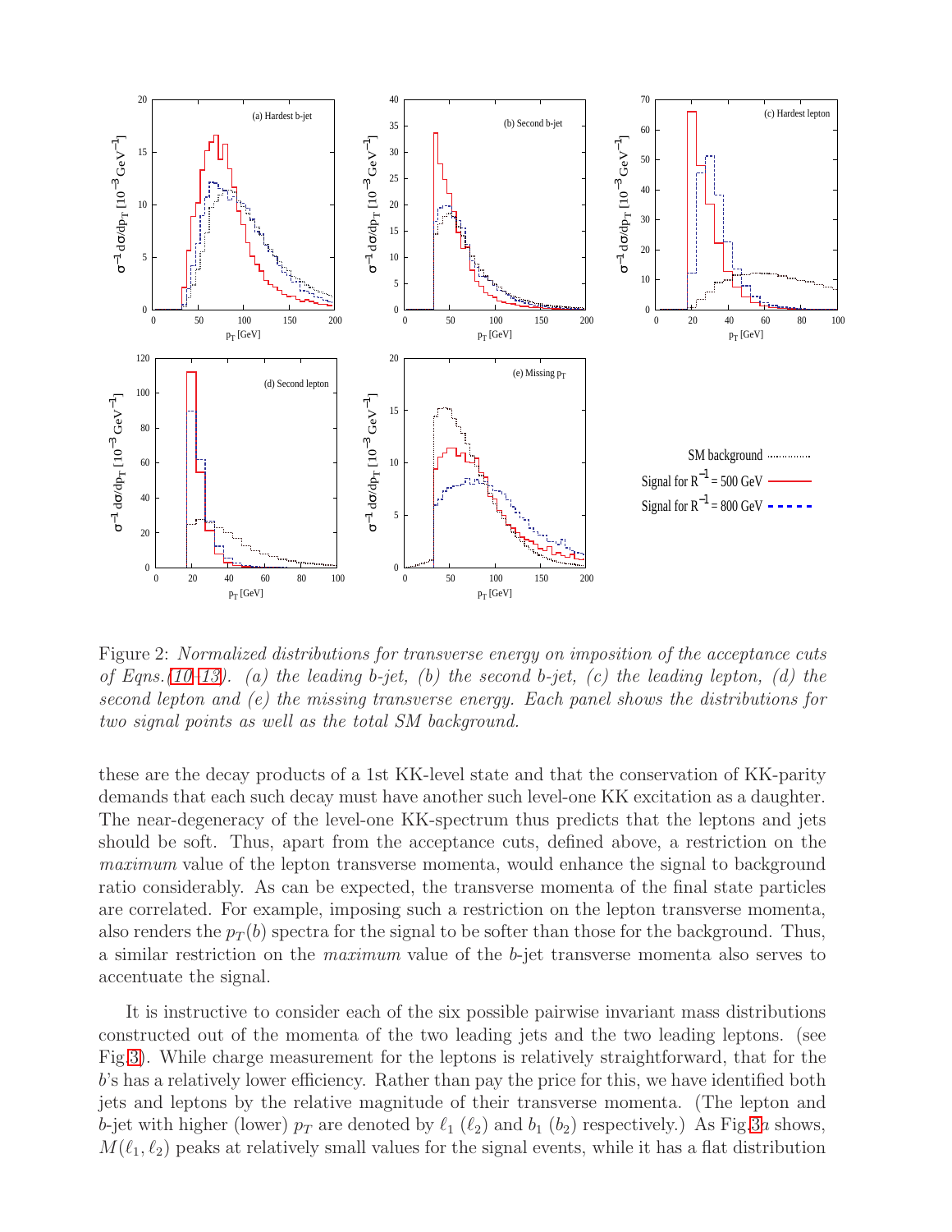Figure 2: *Normalized distributions for transverse energy on imposition of the acceptance cuts of Eqns.(10–13). (a) the leading b-jet, (b) the second b-jet, (c) the leading lepton, (d) the second lepton and (e) the missing transverse energy. Each panel shows the distributions for two signal points as well as the total SM background.*

these are the decay products of a 1st KK-level state and that the conservation of KK-parity demands that each such decay must have another such level-one KK excitation as a daughter. The near-degeneracy of the level-one KK-spectrum thus predicts that the leptons and jets should be soft. Thus, apart from the acceptance cuts, defined above, a restriction on the *maximum* value of the lepton transverse momenta, would enhance the signal to background ratio considerably. As can be expected, the transverse momenta of the final state particles are correlated. For example, imposing such a restriction on the lepton transverse momenta, also renders the $p_T(b)$ spectra for the signal to be softer than those for the background. Thus, a similar restriction on the *maximum* value of the $b$-jet transverse momenta also serves to accentuate the signal.

It is instructive to consider each of the six possible pairwise invariant mass distributions constructed out of the momenta of the two leading jets and the two leading leptons. (see Fig.3). While charge measurement for the leptons is relatively straightforward, that for the $b$'s has a relatively lower efficiency. Rather than pay the price for this, we have identified both jets and leptons by the relative magnitude of their transverse momenta. (The lepton and $b$-jet with higher (lower) $p_T$ are denoted by $\ell_1$ ($\ell_2$) and $b_1$ ($b_2$) respectively.) As Fig.3*a* shows, $M(\ell_1, \ell_2)$ peaks at relatively small values for the signal events, while it has a flat distribution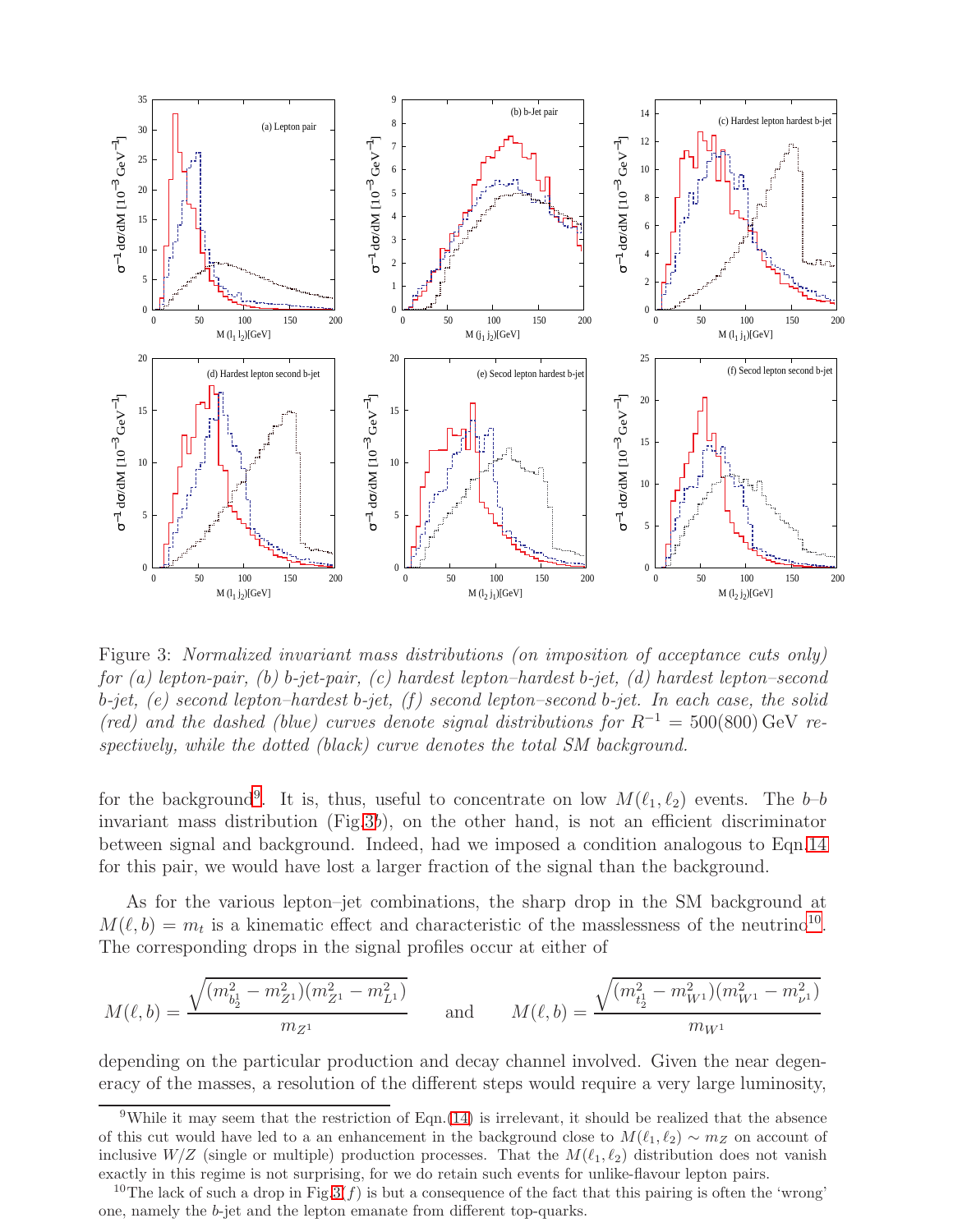Figure 3: *Normalized invariant mass distributions (on imposition of acceptance cuts only) for (a) lepton-pair, (b) b-jet-pair, (c) hardest lepton–hardest b-jet, (d) hardest lepton–second b-jet, (e) second lepton–hardest b-jet, (f) second lepton–second b-jet. In each case, the solid (red) and the dashed (blue) curves denote signal distributions for $R^{-1} = 500(800)\,\mathrm{GeV}$ respectively, while the dotted (black) curve denotes the total SM background.*

for the background[9]. It is, thus, useful to concentrate on low $M(\ell_1, \ell_2)$ events. The $b$–$b$ invariant mass distribution (Fig.3$b$), on the other hand, is not an efficient discriminator between signal and background. Indeed, had we imposed a condition analogous to Eqn.14 for this pair, we would have lost a larger fraction of the signal than the background.

As for the various lepton–jet combinations, the sharp drop in the SM background at $M(\ell, b) = m_t$ is a kinematic effect and characteristic of the masslessness of the neutrino[10]. The corresponding drops in the signal profiles occur at either of

$$M(\ell, b) = \frac{\sqrt{(m_{b_2^1}^2 - m_{Z^1}^2)(m_{Z^1}^2 - m_{L^1}^2)}}{m_{Z^1}} \qquad \text{and} \qquad M(\ell, b) = \frac{\sqrt{(m_{t_2^1}^2 - m_{W^1}^2)(m_{W^1}^2 - m_{\nu^1}^2)}}{m_{W^1}}$$

depending on the particular production and decay channel involved. Given the near degeneracy of the masses, a resolution of the different steps would require a very large luminosity,

[9] While it may seem that the restriction of Eqn.(14) is irrelevant, it should be realized that the absence of this cut would have led to a an enhancement in the background close to $M(\ell_1, \ell_2) \sim m_Z$ on account of inclusive $W/Z$ (single or multiple) production processes. That the $M(\ell_1, \ell_2)$ distribution does not vanish exactly in this regime is not surprising, for we do retain such events for unlike-flavour lepton pairs.

[10] The lack of such a drop in Fig.3$(f)$ is but a consequence of the fact that this pairing is often the 'wrong' one, namely the $b$-jet and the lepton emanate from different top-quarks.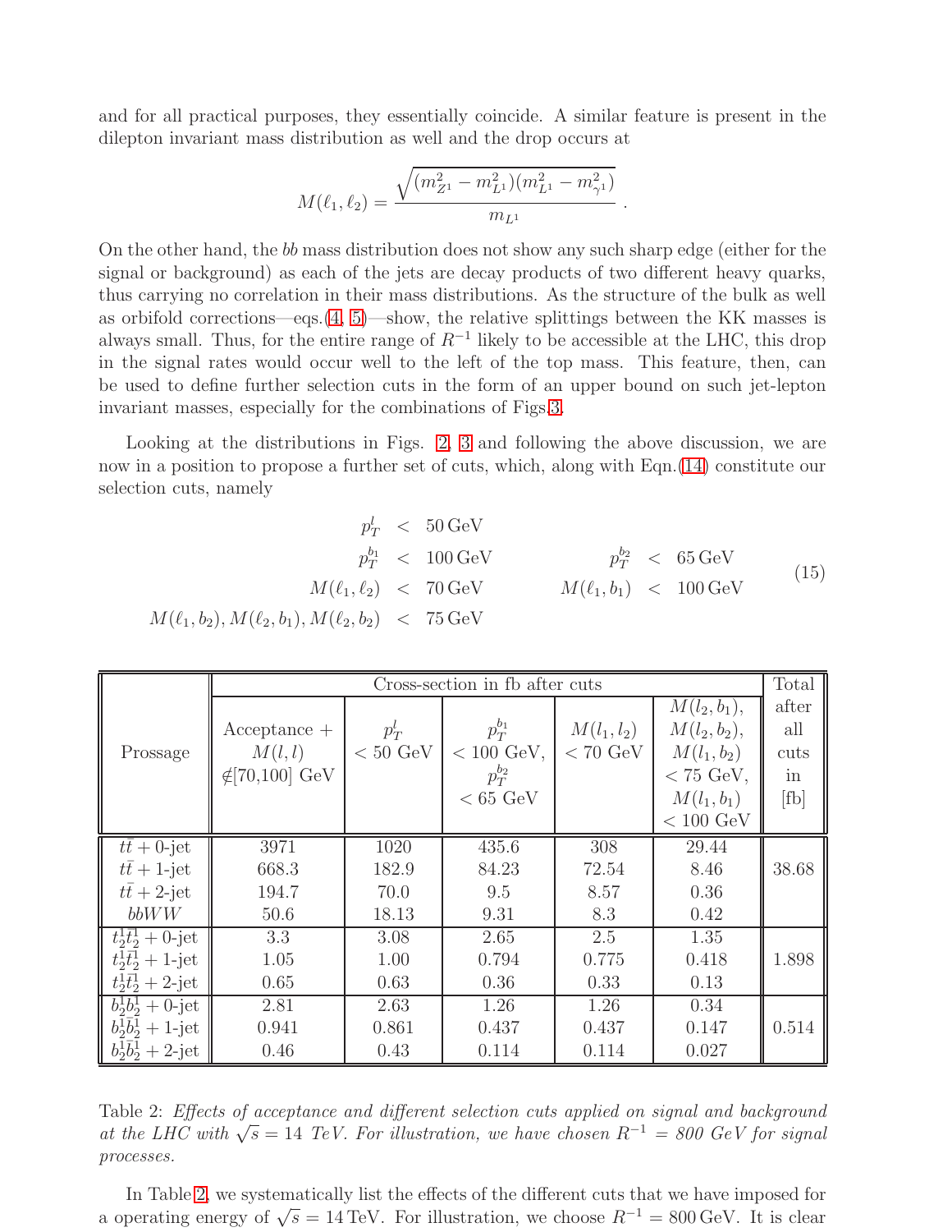and for all practical purposes, they essentially coincide. A similar feature is present in the dilepton invariant mass distribution as well and the drop occurs at

$$M(\ell_1, \ell_2) = \frac{\sqrt{(m_{Z^1}^2 - m_{L^1}^2)(m_{L^1}^2 - m_{\gamma^1}^2)}}{m_{L^1}} .$$

On the other hand, the $bb$ mass distribution does not show any such sharp edge (either for the signal or background) as each of the jets are decay products of two different heavy quarks, thus carrying no correlation in their mass distributions. As the structure of the bulk as well as orbifold corrections—eqs.(4, 5)—show, the relative splittings between the KK masses is always small. Thus, for the entire range of $R^{-1}$ likely to be accessible at the LHC, this drop in the signal rates would occur well to the left of the top mass. This feature, then, can be used to define further selection cuts in the form of an upper bound on such jet-lepton invariant masses, especially for the combinations of Figs.3.

Looking at the distributions in Figs. 2, 3 and following the above discussion, we are now in a position to propose a further set of cuts, which, along with Eqn.(14) constitute our selection cuts, namely

$$\begin{array}{rclrcl} p_T^l & < & 50\,\text{GeV} & & & \\ p_T^{b_1} & < & 100\,\text{GeV} & p_T^{b_2} & < & 65\,\text{GeV} \\ M(\ell_1, \ell_2) & < & 70\,\text{GeV} & M(\ell_1, b_1) & < & 100\,\text{GeV} \\ M(\ell_1, b_2), M(\ell_2, b_1), M(\ell_2, b_2) & < & 75\,\text{GeV} & & & \end{array} \tag{15}$$

| Prossage | Cross-section in fb after cuts | | | | | Total after all cuts in [fb] |
|---|---|---|---|---|---|---|
| | Acceptance + $M(l,l)$ $\notin$[70,100] GeV | $p_T^l$ < 50 GeV | $p_T^{b_1}$ < 100 GeV, $p_T^{b_2}$ < 65 GeV | $M(l_1,l_2)$ < 70 GeV | $M(l_2,b_1)$, $M(l_2,b_2)$, $M(l_1,b_2)$ < 75 GeV, $M(l_1,b_1)$ < 100 GeV | |
| $t\bar{t}$ + 0-jet | 3971 | 1020 | 435.6 | 308 | 29.44 | 38.68 |
| $t\bar{t}$ + 1-jet | 668.3 | 182.9 | 84.23 | 72.54 | 8.46 | |
| $t\bar{t}$ + 2-jet | 194.7 | 70.0 | 9.5 | 8.57 | 0.36 | |
| $bbWW$ | 50.6 | 18.13 | 9.31 | 8.3 | 0.42 | |
| $t_2^1\bar{t}_2^1$ + 0-jet | 3.3 | 3.08 | 2.65 | 2.5 | 1.35 | 1.898 |
| $t_2^1\bar{t}_2^1$ + 1-jet | 1.05 | 1.00 | 0.794 | 0.775 | 0.418 | |
| $t_2^1\bar{t}_2^1$ + 2-jet | 0.65 | 0.63 | 0.36 | 0.33 | 0.13 | |
| $b_2^1\bar{b}_2^1$ + 0-jet | 2.81 | 2.63 | 1.26 | 1.26 | 0.34 | 0.514 |
| $b_2^1\bar{b}_2^1$ + 1-jet | 0.941 | 0.861 | 0.437 | 0.437 | 0.147 | |
| $b_2^1\bar{b}_2^1$ + 2-jet | 0.46 | 0.43 | 0.114 | 0.114 | 0.027 | |

Table 2: *Effects of acceptance and different selection cuts applied on signal and background at the LHC with $\sqrt{s} = 14$ TeV. For illustration, we have chosen $R^{-1} = 800$ GeV for signal processes.*

In Table 2, we systematically list the effects of the different cuts that we have imposed for a operating energy of $\sqrt{s} = 14\,$TeV. For illustration, we choose $R^{-1} = 800\,$GeV. It is clear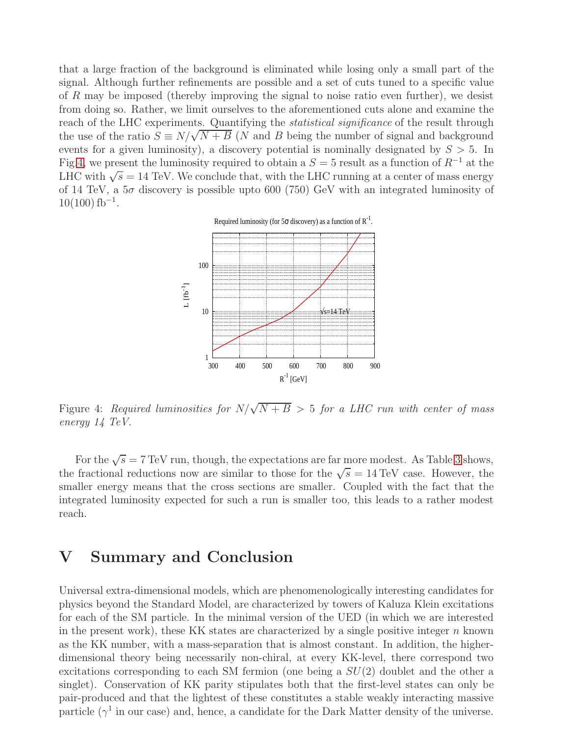that a large fraction of the background is eliminated while losing only a small part of the signal. Although further refinements are possible and a set of cuts tuned to a specific value of $R$ may be imposed (thereby improving the signal to noise ratio even further), we desist from doing so. Rather, we limit ourselves to the aforementioned cuts alone and examine the reach of the LHC experiments. Quantifying the *statistical significance* of the result through the use of the ratio $S \equiv N/\sqrt{N+B}$ ($N$ and $B$ being the number of signal and background events for a given luminosity), a discovery potential is nominally designated by $S > 5$. In Fig.4, we present the luminosity required to obtain a $S = 5$ result as a function of $R^{-1}$ at the LHC with $\sqrt{s} = 14$ TeV. We conclude that, with the LHC running at a center of mass energy of 14 TeV, a $5\sigma$ discovery is possible upto 600 (750) GeV with an integrated luminosity of $10(100)\,\text{fb}^{-1}$.

Figure 4: *Required luminosities for $N/\sqrt{N+B} > 5$ for a LHC run with center of mass energy 14 TeV.*

For the $\sqrt{s} = 7$ TeV run, though, the expectations are far more modest. As Table 3 shows, the fractional reductions now are similar to those for the $\sqrt{s} = 14$ TeV case. However, the smaller energy means that the cross sections are smaller. Coupled with the fact that the integrated luminosity expected for such a run is smaller too, this leads to a rather modest reach.

# V Summary and Conclusion

Universal extra-dimensional models, which are phenomenologically interesting candidates for physics beyond the Standard Model, are characterized by towers of Kaluza Klein excitations for each of the SM particle. In the minimal version of the UED (in which we are interested in the present work), these KK states are characterized by a single positive integer $n$ known as the KK number, with a mass-separation that is almost constant. In addition, the higher-dimensional theory being necessarily non-chiral, at every KK-level, there correspond two excitations corresponding to each SM fermion (one being a $SU(2)$ doublet and the other a singlet). Conservation of KK parity stipulates both that the first-level states can only be pair-produced and that the lightest of these constitutes a stable weakly interacting massive particle ($\gamma^1$ in our case) and, hence, a candidate for the Dark Matter density of the universe.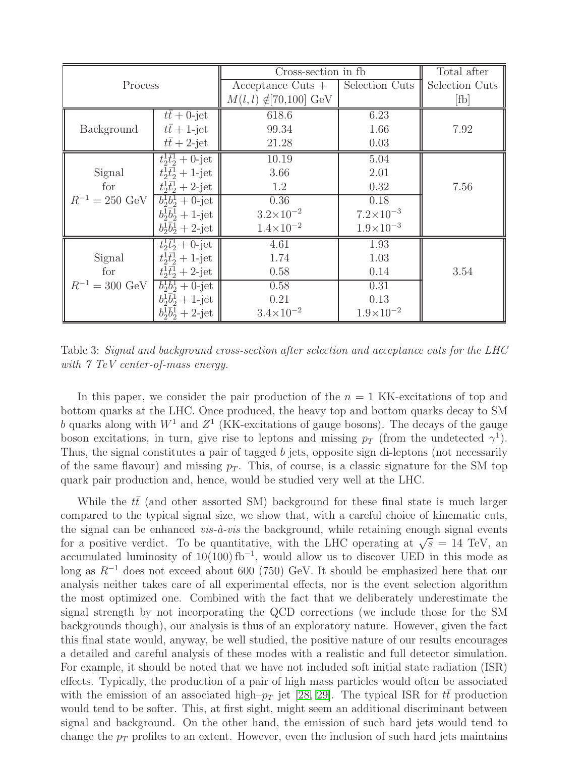| Process | | Cross-section in fb | | Total after Selection Cuts [fb] |
|---|---|---|---|---|
| | | Acceptance Cuts + $M(l,l) \notin$[70,100] GeV | Selection Cuts | |
| Background | $t\bar{t}$ + 0-jet | 618.6 | 6.23 | 7.92 |
| | $t\bar{t}$ + 1-jet | 99.34 | 1.66 | |
| | $t\bar{t}$ + 2-jet | 21.28 | 0.03 | |
| Signal for $R^{-1} = 250$ GeV | $t_2^1\bar{t}_2^1$ + 0-jet | 10.19 | 5.04 | 7.56 |
| | $t_2^1\bar{t}_2^1$ + 1-jet | 3.66 | 2.01 | |
| | $t_2^1\bar{t}_2^1$ + 2-jet | 1.2 | 0.32 | |
| | $b_2^1\bar{b}_2^1$ + 0-jet | 0.36 | 0.18 | |
| | $b_2^1\bar{b}_2^1$ + 1-jet | $3.2\times10^{-2}$ | $7.2\times10^{-3}$ | |
| | $b_2^1\bar{b}_2^1$ + 2-jet | $1.4\times10^{-2}$ | $1.9\times10^{-3}$ | |
| Signal for $R^{-1} = 300$ GeV | $t_2^1\bar{t}_2^1$ + 0-jet | 4.61 | 1.93 | 3.54 |
| | $t_2^1\bar{t}_2^1$ + 1-jet | 1.74 | 1.03 | |
| | $t_2^1\bar{t}_2^1$ + 2-jet | 0.58 | 0.14 | |
| | $b_2^1\bar{b}_2^1$ + 0-jet | 0.58 | 0.31 | |
| | $b_2^1\bar{b}_2^1$ + 1-jet | 0.21 | 0.13 | |
| | $b_2^1\bar{b}_2^1$ + 2-jet | $3.4\times10^{-2}$ | $1.9\times10^{-2}$ | |

Table 3: *Signal and background cross-section after selection and acceptance cuts for the LHC with 7 TeV center-of-mass energy.*

In this paper, we consider the pair production of the $n = 1$ KK-excitations of top and bottom quarks at the LHC. Once produced, the heavy top and bottom quarks decay to SM $b$ quarks along with $W^1$ and $Z^1$ (KK-excitations of gauge bosons). The decays of the gauge boson excitations, in turn, give rise to leptons and missing $p_T$ (from the undetected $\gamma^1$). Thus, the signal constitutes a pair of tagged $b$ jets, opposite sign di-leptons (not necessarily of the same flavour) and missing $p_T$. This, of course, is a classic signature for the SM top quark pair production and, hence, would be studied very well at the LHC.

While the $t\bar{t}$ (and other assorted SM) background for these final state is much larger compared to the typical signal size, we show that, with a careful choice of kinematic cuts, the signal can be enhanced *vis-à-vis* the background, while retaining enough signal events for a positive verdict. To be quantitative, with the LHC operating at $\sqrt{s} = 14$ TeV, an accumulated luminosity of $10(100)\,\text{fb}^{-1}$, would allow us to discover UED in this mode as long as $R^{-1}$ does not exceed about 600 (750) GeV. It should be emphasized here that our analysis neither takes care of all experimental effects, nor is the event selection algorithm the most optimized one. Combined with the fact that we deliberately underestimate the signal strength by not incorporating the QCD corrections (we include those for the SM backgrounds though), our analysis is thus of an exploratory nature. However, given the fact this final state would, anyway, be well studied, the positive nature of our results encourages a detailed and careful analysis of these modes with a realistic and full detector simulation. For example, it should be noted that we have not included soft initial state radiation (ISR) effects. Typically, the production of a pair of high mass particles would often be associated with the emission of an associated high–$p_T$ jet [28, 29]. The typical ISR for $t\bar{t}$ production would tend to be softer. This, at first sight, might seem an additional discriminant between signal and background. On the other hand, the emission of such hard jets would tend to change the $p_T$ profiles to an extent. However, even the inclusion of such hard jets maintains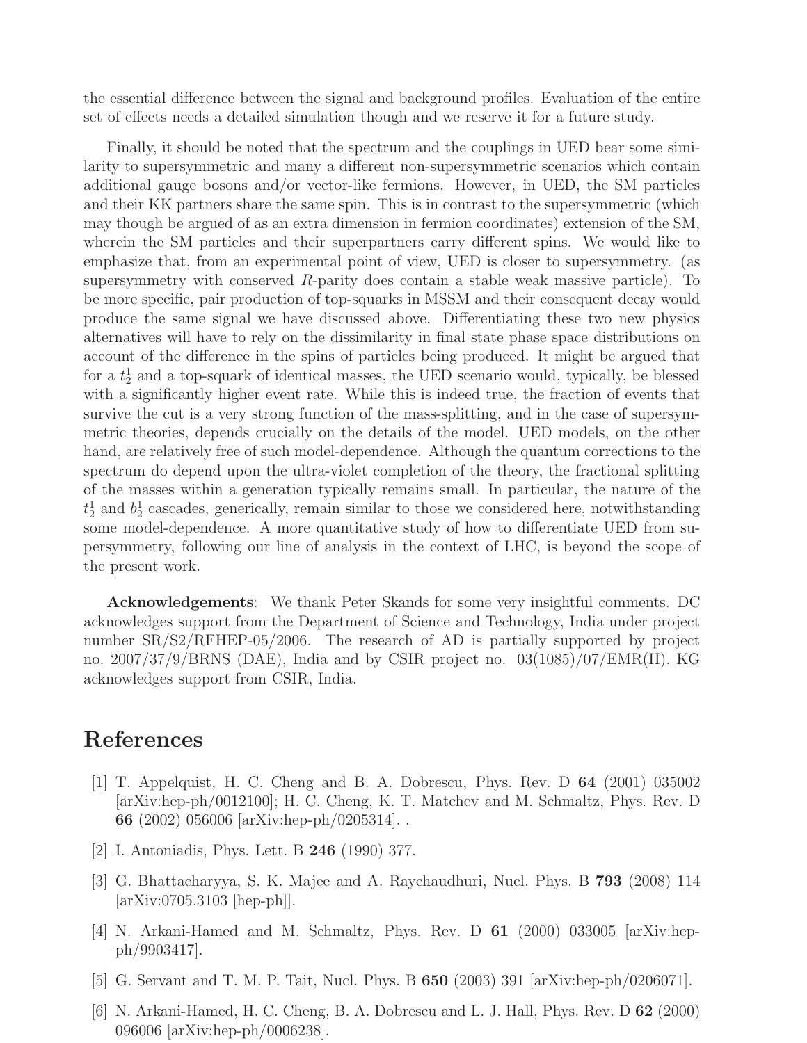the essential difference between the signal and background profiles. Evaluation of the entire set of effects needs a detailed simulation though and we reserve it for a future study.

Finally, it should be noted that the spectrum and the couplings in UED bear some similarity to supersymmetric and many a different non-supersymmetric scenarios which contain additional gauge bosons and/or vector-like fermions. However, in UED, the SM particles and their KK partners share the same spin. This is in contrast to the supersymmetric (which may though be argued of as an extra dimension in fermion coordinates) extension of the SM, wherein the SM particles and their superpartners carry different spins. We would like to emphasize that, from an experimental point of view, UED is closer to supersymmetry. (as supersymmetry with conserved $R$-parity does contain a stable weak massive particle). To be more specific, pair production of top-squarks in MSSM and their consequent decay would produce the same signal we have discussed above. Differentiating these two new physics alternatives will have to rely on the dissimilarity in final state phase space distributions on account of the difference in the spins of particles being produced. It might be argued that for a $t_2^1$ and a top-squark of identical masses, the UED scenario would, typically, be blessed with a significantly higher event rate. While this is indeed true, the fraction of events that survive the cut is a very strong function of the mass-splitting, and in the case of supersymmetric theories, depends crucially on the details of the model. UED models, on the other hand, are relatively free of such model-dependence. Although the quantum corrections to the spectrum do depend upon the ultra-violet completion of the theory, the fractional splitting of the masses within a generation typically remains small. In particular, the nature of the $t_2^1$ and $b_2^1$ cascades, generically, remain similar to those we considered here, notwithstanding some model-dependence. A more quantitative study of how to differentiate UED from supersymmetry, following our line of analysis in the context of LHC, is beyond the scope of the present work.

**Acknowledgements**: We thank Peter Skands for some very insightful comments. DC acknowledges support from the Department of Science and Technology, India under project number SR/S2/RFHEP-05/2006. The research of AD is partially supported by project no. 2007/37/9/BRNS (DAE), India and by CSIR project no. 03(1085)/07/EMR(II). KG acknowledges support from CSIR, India.

# References

[1] T. Appelquist, H. C. Cheng and B. A. Dobrescu, Phys. Rev. D **64** (2001) 035002 [arXiv:hep-ph/0012100]; H. C. Cheng, K. T. Matchev and M. Schmaltz, Phys. Rev. D **66** (2002) 056006 [arXiv:hep-ph/0205314]. .

[2] I. Antoniadis, Phys. Lett. B **246** (1990) 377.

[3] G. Bhattacharyya, S. K. Majee and A. Raychaudhuri, Nucl. Phys. B **793** (2008) 114 [arXiv:0705.3103 [hep-ph]].

[4] N. Arkani-Hamed and M. Schmaltz, Phys. Rev. D **61** (2000) 033005 [arXiv:hep-ph/9903417].

[5] G. Servant and T. M. P. Tait, Nucl. Phys. B **650** (2003) 391 [arXiv:hep-ph/0206071].

[6] N. Arkani-Hamed, H. C. Cheng, B. A. Dobrescu and L. J. Hall, Phys. Rev. D **62** (2000) 096006 [arXiv:hep-ph/0006238].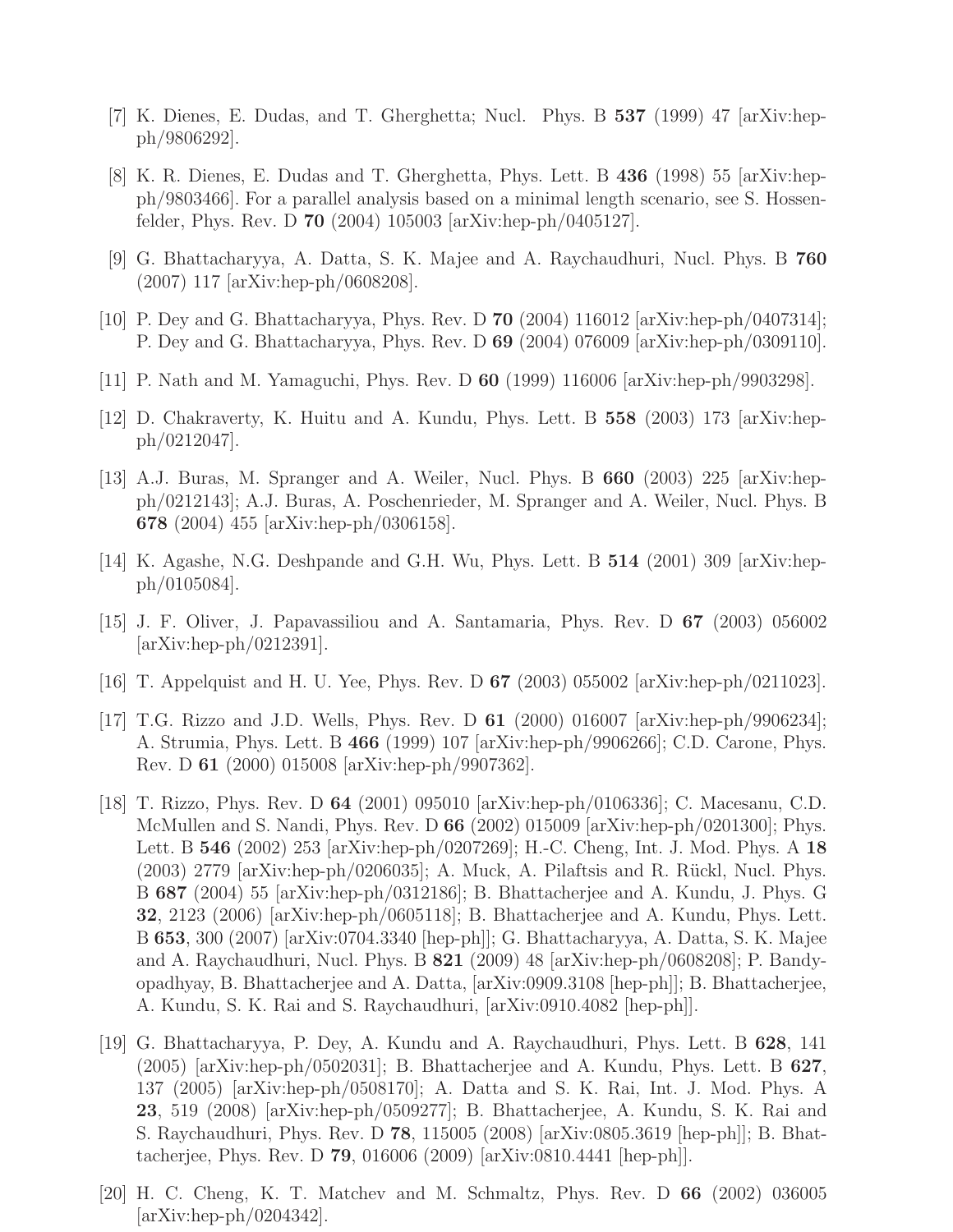[7] K. Dienes, E. Dudas, and T. Gherghetta; Nucl. Phys. B **537** (1999) 47 [arXiv:hep-ph/9806292].

[8] K. R. Dienes, E. Dudas and T. Gherghetta, Phys. Lett. B **436** (1998) 55 [arXiv:hep-ph/9803466]. For a parallel analysis based on a minimal length scenario, see S. Hossenfelder, Phys. Rev. D **70** (2004) 105003 [arXiv:hep-ph/0405127].

[9] G. Bhattacharyya, A. Datta, S. K. Majee and A. Raychaudhuri, Nucl. Phys. B **760** (2007) 117 [arXiv:hep-ph/0608208].

[10] P. Dey and G. Bhattacharyya, Phys. Rev. D **70** (2004) 116012 [arXiv:hep-ph/0407314]; P. Dey and G. Bhattacharyya, Phys. Rev. D **69** (2004) 076009 [arXiv:hep-ph/0309110].

[11] P. Nath and M. Yamaguchi, Phys. Rev. D **60** (1999) 116006 [arXiv:hep-ph/9903298].

[12] D. Chakraverty, K. Huitu and A. Kundu, Phys. Lett. B **558** (2003) 173 [arXiv:hep-ph/0212047].

[13] A.J. Buras, M. Spranger and A. Weiler, Nucl. Phys. B **660** (2003) 225 [arXiv:hep-ph/0212143]; A.J. Buras, A. Poschenrieder, M. Spranger and A. Weiler, Nucl. Phys. B **678** (2004) 455 [arXiv:hep-ph/0306158].

[14] K. Agashe, N.G. Deshpande and G.H. Wu, Phys. Lett. B **514** (2001) 309 [arXiv:hep-ph/0105084].

[15] J. F. Oliver, J. Papavassiliou and A. Santamaria, Phys. Rev. D **67** (2003) 056002 [arXiv:hep-ph/0212391].

[16] T. Appelquist and H. U. Yee, Phys. Rev. D **67** (2003) 055002 [arXiv:hep-ph/0211023].

[17] T.G. Rizzo and J.D. Wells, Phys. Rev. D **61** (2000) 016007 [arXiv:hep-ph/9906234]; A. Strumia, Phys. Lett. B **466** (1999) 107 [arXiv:hep-ph/9906266]; C.D. Carone, Phys. Rev. D **61** (2000) 015008 [arXiv:hep-ph/9907362].

[18] T. Rizzo, Phys. Rev. D **64** (2001) 095010 [arXiv:hep-ph/0106336]; C. Macesanu, C.D. McMullen and S. Nandi, Phys. Rev. D **66** (2002) 015009 [arXiv:hep-ph/0201300]; Phys. Lett. B **546** (2002) 253 [arXiv:hep-ph/0207269]; H.-C. Cheng, Int. J. Mod. Phys. A **18** (2003) 2779 [arXiv:hep-ph/0206035]; A. Muck, A. Pilaftsis and R. Rückl, Nucl. Phys. B **687** (2004) 55 [arXiv:hep-ph/0312186]; B. Bhattacherjee and A. Kundu, J. Phys. G **32**, 2123 (2006) [arXiv:hep-ph/0605118]; B. Bhattacherjee and A. Kundu, Phys. Lett. B **653**, 300 (2007) [arXiv:0704.3340 [hep-ph]]; G. Bhattacharyya, A. Datta, S. K. Majee and A. Raychaudhuri, Nucl. Phys. B **821** (2009) 48 [arXiv:hep-ph/0608208]; P. Bandyopadhyay, B. Bhattacherjee and A. Datta, [arXiv:0909.3108 [hep-ph]]; B. Bhattacherjee, A. Kundu, S. K. Rai and S. Raychaudhuri, [arXiv:0910.4082 [hep-ph]].

[19] G. Bhattacharyya, P. Dey, A. Kundu and A. Raychaudhuri, Phys. Lett. B **628**, 141 (2005) [arXiv:hep-ph/0502031]; B. Bhattacherjee and A. Kundu, Phys. Lett. B **627**, 137 (2005) [arXiv:hep-ph/0508170]; A. Datta and S. K. Rai, Int. J. Mod. Phys. A **23**, 519 (2008) [arXiv:hep-ph/0509277]; B. Bhattacherjee, A. Kundu, S. K. Rai and S. Raychaudhuri, Phys. Rev. D **78**, 115005 (2008) [arXiv:0805.3619 [hep-ph]]; B. Bhattacherjee, Phys. Rev. D **79**, 016006 (2009) [arXiv:0810.4441 [hep-ph]].

[20] H. C. Cheng, K. T. Matchev and M. Schmaltz, Phys. Rev. D **66** (2002) 036005 [arXiv:hep-ph/0204342].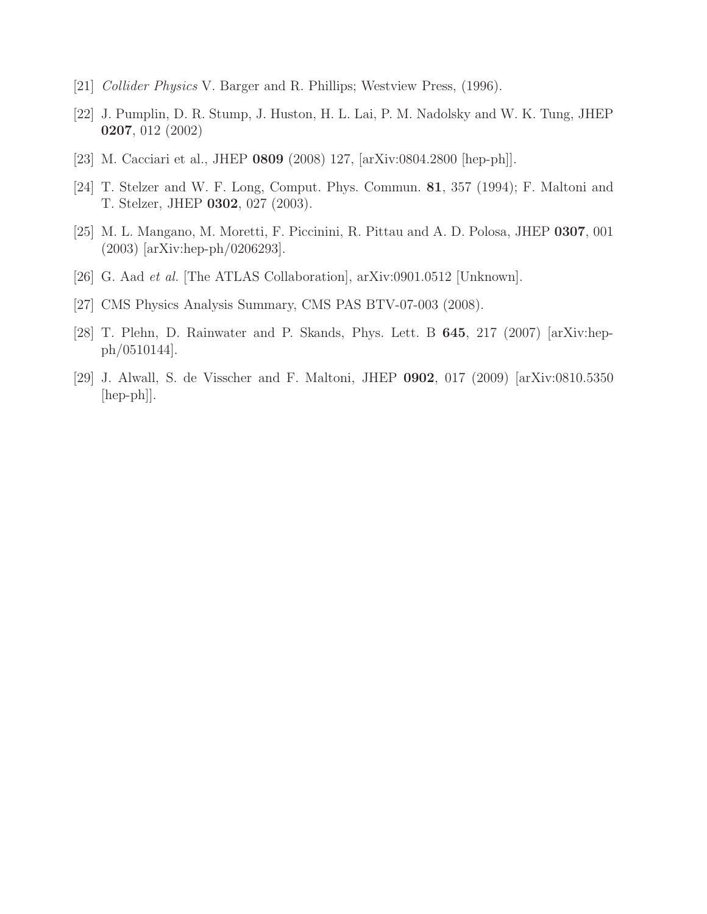[21] *Collider Physics* V. Barger and R. Phillips; Westview Press, (1996).

[22] J. Pumplin, D. R. Stump, J. Huston, H. L. Lai, P. M. Nadolsky and W. K. Tung, JHEP **0207**, 012 (2002)

[23] M. Cacciari et al., JHEP **0809** (2008) 127, [arXiv:0804.2800 [hep-ph]].

[24] T. Stelzer and W. F. Long, Comput. Phys. Commun. **81**, 357 (1994); F. Maltoni and T. Stelzer, JHEP **0302**, 027 (2003).

[25] M. L. Mangano, M. Moretti, F. Piccinini, R. Pittau and A. D. Polosa, JHEP **0307**, 001 (2003) [arXiv:hep-ph/0206293].

[26] G. Aad *et al.* [The ATLAS Collaboration], arXiv:0901.0512 [Unknown].

[27] CMS Physics Analysis Summary, CMS PAS BTV-07-003 (2008).

[28] T. Plehn, D. Rainwater and P. Skands, Phys. Lett. B **645**, 217 (2007) [arXiv:hep-ph/0510144].

[29] J. Alwall, S. de Visscher and F. Maltoni, JHEP **0902**, 017 (2009) [arXiv:0810.5350 [hep-ph]].